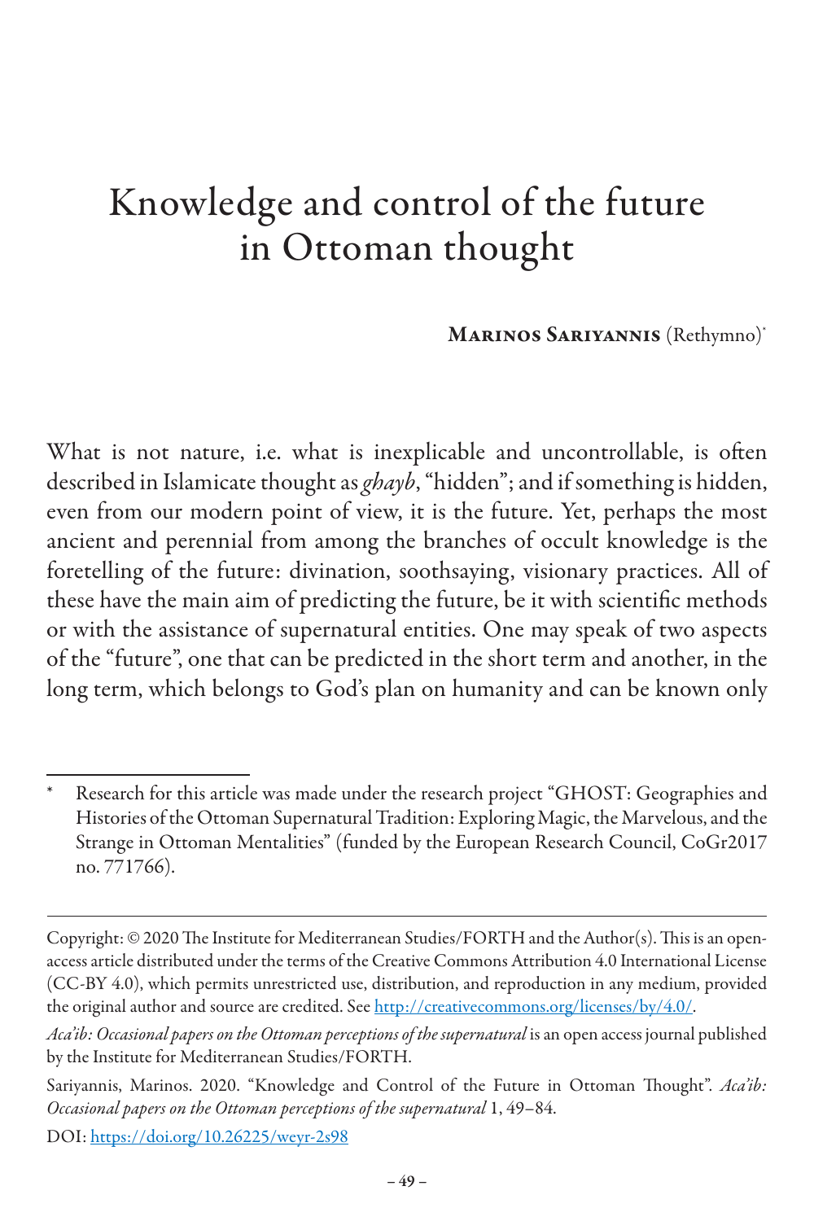# Knowledge and control of the future in Ottoman thought

**Marinos Sariyannis** (Rethymno)[*]

What is not nature, i.e. what is inexplicable and uncontrollable, is often described in Islamicate thought as *ghayb*, "hidden"; and if something is hidden, even from our modern point of view, it is the future. Yet, perhaps the most ancient and perennial from among the branches of occult knowledge is the foretelling of the future: divination, soothsaying, visionary practices. All of these have the main aim of predicting the future, be it with scientific methods or with the assistance of supernatural entities. One may speak of two aspects of the "future", one that can be predicted in the short term and another, in the long term, which belongs to God's plan on humanity and can be known only

---

[*] Research for this article was made under the research project "GHOST: Geographies and Histories of the Ottoman Supernatural Tradition: Exploring Magic, the Marvelous, and the Strange in Ottoman Mentalities" (funded by the European Research Council, CoGr2017 no. 771766).

Copyright: © 2020 The Institute for Mediterranean Studies/FORTH and the Author(s). This is an open-access article distributed under the terms of the Creative Commons Attribution 4.0 International License (CC-BY 4.0), which permits unrestricted use, distribution, and reproduction in any medium, provided the original author and source are credited. See http://creativecommons.org/licenses/by/4.0/.

*Aca'ib: Occasional papers on the Ottoman perceptions of the supernatural* is an open access journal published by the Institute for Mediterranean Studies/FORTH.

Sariyannis, Marinos. 2020. "Knowledge and Control of the Future in Ottoman Thought". *Aca'ib: Occasional papers on the Ottoman perceptions of the supernatural* 1, 49–84.

DOI: https://doi.org/10.26225/weyr-2s98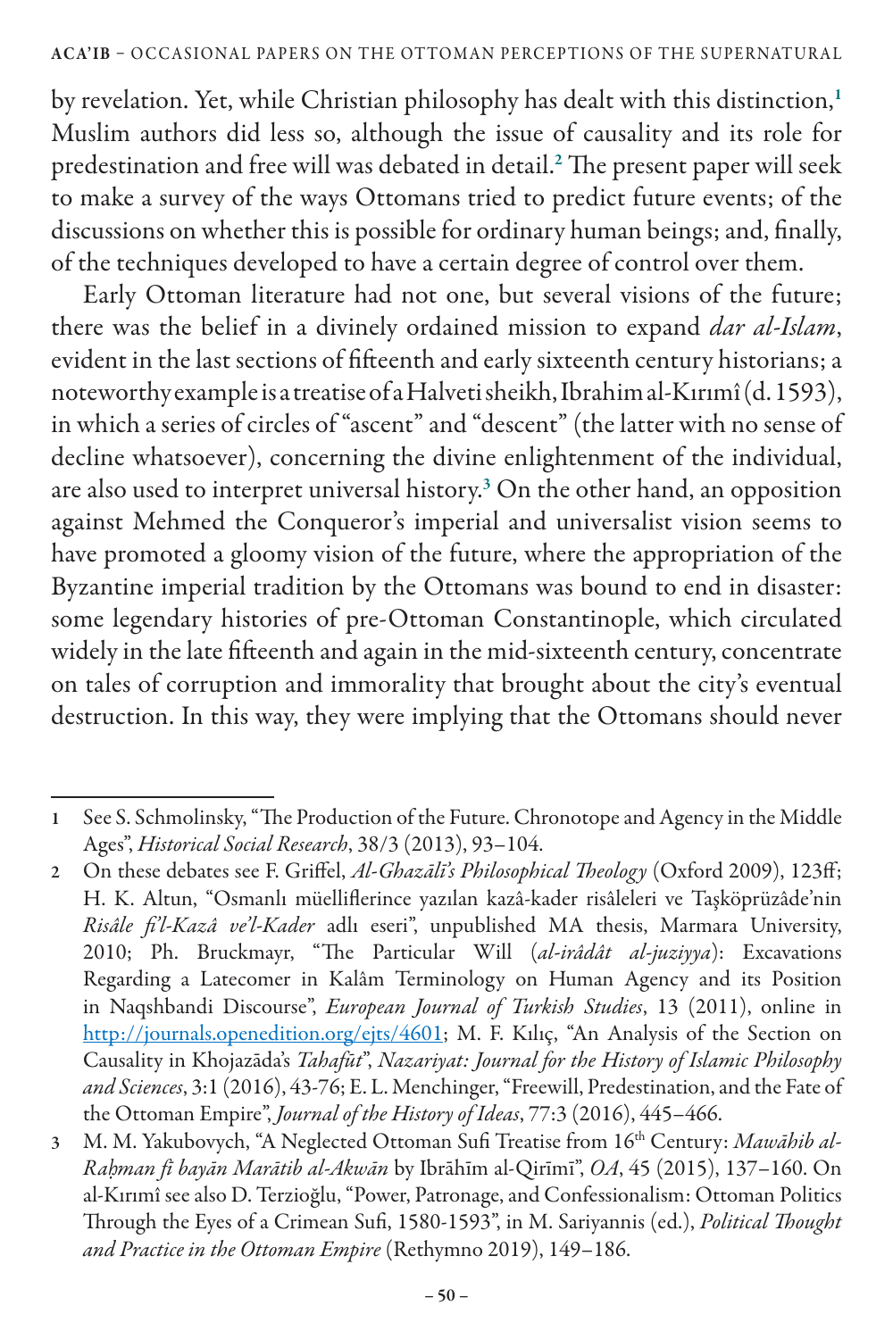by revelation. Yet, while Christian philosophy has dealt with this distinction,[1] Muslim authors did less so, although the issue of causality and its role for predestination and free will was debated in detail.[2] The present paper will seek to make a survey of the ways Ottomans tried to predict future events; of the discussions on whether this is possible for ordinary human beings; and, finally, of the techniques developed to have a certain degree of control over them.

Early Ottoman literature had not one, but several visions of the future; there was the belief in a divinely ordained mission to expand *dar al-Islam*, evident in the last sections of fifteenth and early sixteenth century historians; a noteworthy example is a treatise of a Halveti sheikh, Ibrahim al-Kırımî (d. 1593), in which a series of circles of "ascent" and "descent" (the latter with no sense of decline whatsoever), concerning the divine enlightenment of the individual, are also used to interpret universal history.[3] On the other hand, an opposition against Mehmed the Conqueror's imperial and universalist vision seems to have promoted a gloomy vision of the future, where the appropriation of the Byzantine imperial tradition by the Ottomans was bound to end in disaster: some legendary histories of pre-Ottoman Constantinople, which circulated widely in the late fifteenth and again in the mid-sixteenth century, concentrate on tales of corruption and immorality that brought about the city's eventual destruction. In this way, they were implying that the Ottomans should never

---

1 See S. Schmolinsky, "The Production of the Future. Chronotope and Agency in the Middle Ages", *Historical Social Research*, 38/3 (2013), 93–104.

2 On these debates see F. Griffel, *Al-Ghazālī's Philosophical Theology* (Oxford 2009), 123ff; H. K. Altun, "Osmanlı müelliflerince yazılan kazâ-kader risâleleri ve Taşköprüzâde'nin *Risâle fi'l-Kazâ ve'l-Kader* adlı eseri", unpublished MA thesis, Marmara University, 2010; Ph. Bruckmayr, "The Particular Will (*al-irâdât al-juziyya*): Excavations Regarding a Latecomer in Kalâm Terminology on Human Agency and its Position in Naqshbandi Discourse", *European Journal of Turkish Studies*, 13 (2011), online in http://journals.openedition.org/ejts/4601; M. F. Kılıç, "An Analysis of the Section on Causality in Khojazāda's *Tahafūt*", *Nazariyat: Journal for the History of Islamic Philosophy and Sciences*, 3:1 (2016), 43-76; E. L. Menchinger, "Freewill, Predestination, and the Fate of the Ottoman Empire", *Journal of the History of Ideas*, 77:3 (2016), 445–466.

3 M. M. Yakubovych, "A Neglected Ottoman Sufi Treatise from 16th Century: *Mawāhib al-Raḥman fi bayān Marātib al-Akwān* by Ibrāhīm al-Qirīmī", *OA*, 45 (2015), 137–160. On al-Kırımî see also D. Terzioğlu, "Power, Patronage, and Confessionalism: Ottoman Politics Through the Eyes of a Crimean Sufi, 1580-1593", in M. Sariyannis (ed.), *Political Thought and Practice in the Ottoman Empire* (Rethymno 2019), 149–186.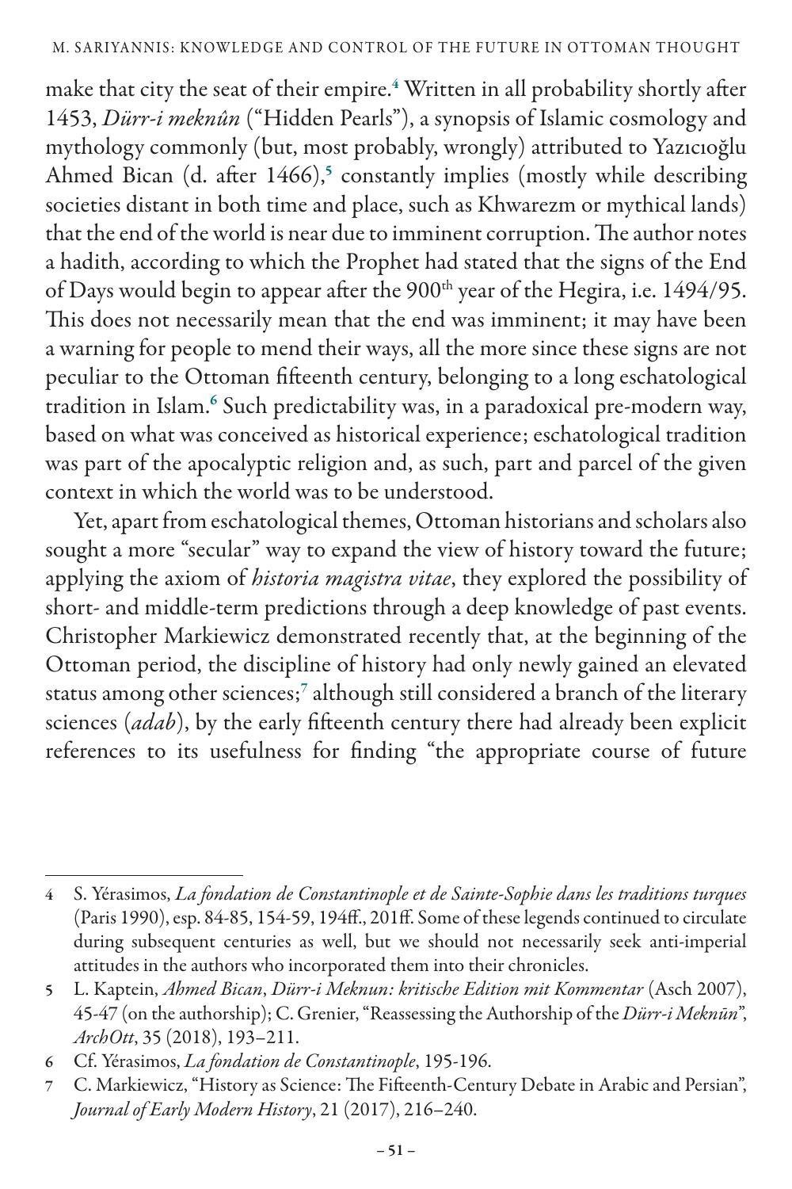make that city the seat of their empire.[4] Written in all probability shortly after 1453, *Dürr-i meknûn* ("Hidden Pearls"), a synopsis of Islamic cosmology and mythology commonly (but, most probably, wrongly) attributed to Yazıcıoğlu Ahmed Bican (d. after 1466),[5] constantly implies (mostly while describing societies distant in both time and place, such as Khwarezm or mythical lands) that the end of the world is near due to imminent corruption. The author notes a hadith, according to which the Prophet had stated that the signs of the End of Days would begin to appear after the 900th year of the Hegira, i.e. 1494/95. This does not necessarily mean that the end was imminent; it may have been a warning for people to mend their ways, all the more since these signs are not peculiar to the Ottoman fifteenth century, belonging to a long eschatological tradition in Islam.[6] Such predictability was, in a paradoxical pre-modern way, based on what was conceived as historical experience; eschatological tradition was part of the apocalyptic religion and, as such, part and parcel of the given context in which the world was to be understood.

Yet, apart from eschatological themes, Ottoman historians and scholars also sought a more "secular" way to expand the view of history toward the future; applying the axiom of *historia magistra vitae*, they explored the possibility of short- and middle-term predictions through a deep knowledge of past events. Christopher Markiewicz demonstrated recently that, at the beginning of the Ottoman period, the discipline of history had only newly gained an elevated status among other sciences;[7] although still considered a branch of the literary sciences (*adab*), by the early fifteenth century there had already been explicit references to its usefulness for finding "the appropriate course of future

---

4 S. Yérasimos, *La fondation de Constantinople et de Sainte-Sophie dans les traditions turques* (Paris 1990), esp. 84-85, 154-59, 194ff., 201ff. Some of these legends continued to circulate during subsequent centuries as well, but we should not necessarily seek anti-imperial attitudes in the authors who incorporated them into their chronicles.

5 L. Kaptein, *Ahmed Bican, Dürr-i Meknun: kritische Edition mit Kommentar* (Asch 2007), 45-47 (on the authorship); C. Grenier, "Reassessing the Authorship of the *Dürr-i Meknūn*", *ArchOtt*, 35 (2018), 193–211.

6 Cf. Yérasimos, *La fondation de Constantinople*, 195-196.

7 C. Markiewicz, "History as Science: The Fifteenth-Century Debate in Arabic and Persian", *Journal of Early Modern History*, 21 (2017), 216–240.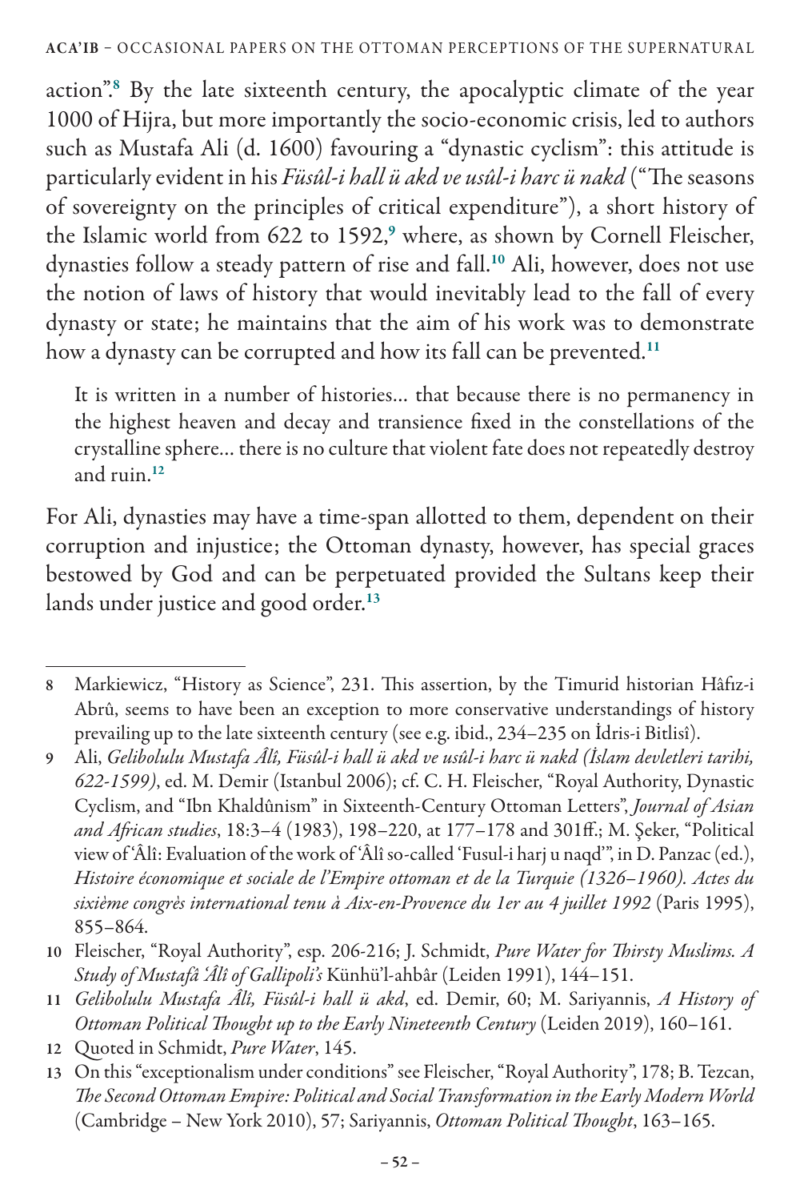action".[8] By the late sixteenth century, the apocalyptic climate of the year 1000 of Hijra, but more importantly the socio-economic crisis, led to authors such as Mustafa Ali (d. 1600) favouring a "dynastic cyclism": this attitude is particularly evident in his *Füsûl-i hall ü akd ve usûl-i harc ü nakd* ("The seasons of sovereignty on the principles of critical expenditure"), a short history of the Islamic world from 622 to 1592,[9] where, as shown by Cornell Fleischer, dynasties follow a steady pattern of rise and fall.[10] Ali, however, does not use the notion of laws of history that would inevitably lead to the fall of every dynasty or state; he maintains that the aim of his work was to demonstrate how a dynasty can be corrupted and how its fall can be prevented.[11]

> It is written in a number of histories… that because there is no permanency in the highest heaven and decay and transience fixed in the constellations of the crystalline sphere… there is no culture that violent fate does not repeatedly destroy and ruin.[12]

For Ali, dynasties may have a time-span allotted to them, dependent on their corruption and injustice; the Ottoman dynasty, however, has special graces bestowed by God and can be perpetuated provided the Sultans keep their lands under justice and good order.[13]

---

8 Markiewicz, "History as Science", 231. This assertion, by the Timurid historian Hâfız-i Abrû, seems to have been an exception to more conservative understandings of history prevailing up to the late sixteenth century (see e.g. ibid., 234–235 on İdris-i Bitlisî).

9 Ali, *Gelibolulu Mustafa Âlî, Füsûl-i hall ü akd ve usûl-i harc ü nakd (İslam devletleri tarihi, 622-1599)*, ed. M. Demir (Istanbul 2006); cf. C. H. Fleischer, "Royal Authority, Dynastic Cyclism, and "Ibn Khaldûnism" in Sixteenth-Century Ottoman Letters", *Journal of Asian and African studies*, 18:3–4 (1983), 198–220, at 177–178 and 301ff.; M. Şeker, "Political view of 'Âlî: Evaluation of the work of 'Âlî so-called 'Fusul-i harj u naqd'", in D. Panzac (ed.), *Histoire économique et sociale de l'Empire ottoman et de la Turquie (1326–1960). Actes du sixième congrès international tenu à Aix-en-Provence du 1er au 4 juillet 1992* (Paris 1995), 855–864.

10 Fleischer, "Royal Authority", esp. 206-216; J. Schmidt, *Pure Water for Thirsty Muslims. A Study of Mustafâ 'Âlî of Gallipoli's* Künhü'l-ahbâr (Leiden 1991), 144–151.

11 *Gelibolulu Mustafa Âlî, Füsûl-i hall ü akd*, ed. Demir, 60; M. Sariyannis, *A History of Ottoman Political Thought up to the Early Nineteenth Century* (Leiden 2019), 160–161.

12 Quoted in Schmidt, *Pure Water*, 145.

13 On this "exceptionalism under conditions" see Fleischer, "Royal Authority", 178; B. Tezcan, *The Second Ottoman Empire: Political and Social Transformation in the Early Modern World* (Cambridge – New York 2010), 57; Sariyannis, *Ottoman Political Thought*, 163–165.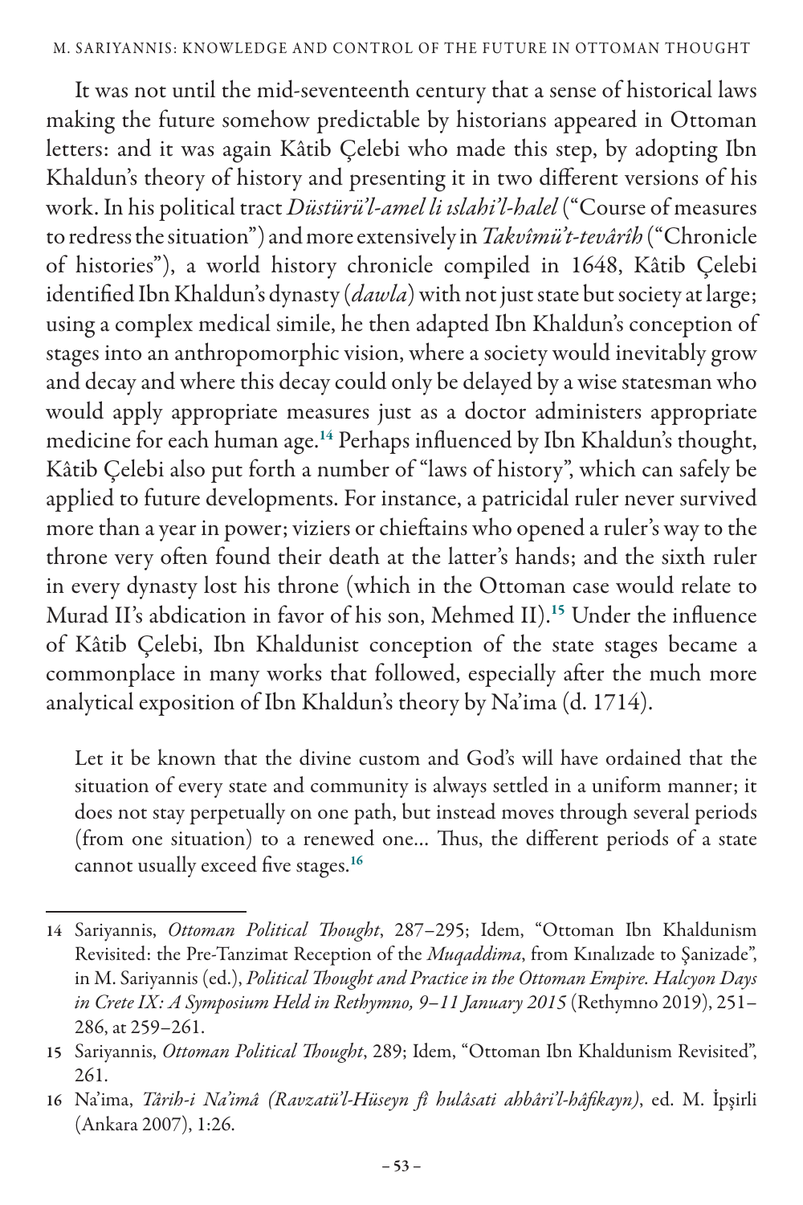It was not until the mid-seventeenth century that a sense of historical laws making the future somehow predictable by historians appeared in Ottoman letters: and it was again Kâtib Çelebi who made this step, by adopting Ibn Khaldun's theory of history and presenting it in two different versions of his work. In his political tract *Düstürü'l-amel li ıslahi'l-halel* ("Course of measures to redress the situation") and more extensively in *Takvîmü't-tevârîh* ("Chronicle of histories"), a world history chronicle compiled in 1648, Kâtib Çelebi identified Ibn Khaldun's dynasty (*dawla*) with not just state but society at large; using a complex medical simile, he then adapted Ibn Khaldun's conception of stages into an anthropomorphic vision, where a society would inevitably grow and decay and where this decay could only be delayed by a wise statesman who would apply appropriate measures just as a doctor administers appropriate medicine for each human age.[14] Perhaps influenced by Ibn Khaldun's thought, Kâtib Çelebi also put forth a number of "laws of history", which can safely be applied to future developments. For instance, a patricidal ruler never survived more than a year in power; viziers or chieftains who opened a ruler's way to the throne very often found their death at the latter's hands; and the sixth ruler in every dynasty lost his throne (which in the Ottoman case would relate to Murad II's abdication in favor of his son, Mehmed II).[15] Under the influence of Kâtib Çelebi, Ibn Khaldunist conception of the state stages became a commonplace in many works that followed, especially after the much more analytical exposition of Ibn Khaldun's theory by Na'ima (d. 1714).

> Let it be known that the divine custom and God's will have ordained that the situation of every state and community is always settled in a uniform manner; it does not stay perpetually on one path, but instead moves through several periods (from one situation) to a renewed one... Thus, the different periods of a state cannot usually exceed five stages.[16]

---

14 Sariyannis, *Ottoman Political Thought*, 287–295; Idem, "Ottoman Ibn Khaldunism Revisited: the Pre-Tanzimat Reception of the *Muqaddima*, from Kınalızade to Şanizade", in M. Sariyannis (ed.), *Political Thought and Practice in the Ottoman Empire. Halcyon Days in Crete IX: A Symposium Held in Rethymno, 9–11 January 2015* (Rethymno 2019), 251–286, at 259–261.

15 Sariyannis, *Ottoman Political Thought*, 289; Idem, "Ottoman Ibn Khaldunism Revisited", 261.

16 Na'ima, *Târih-i Na'imâ (Ravzatü'l-Hüseyn fi hulâsati ahbâri'l-hâfikayn)*, ed. M. İpşirli (Ankara 2007), 1:26.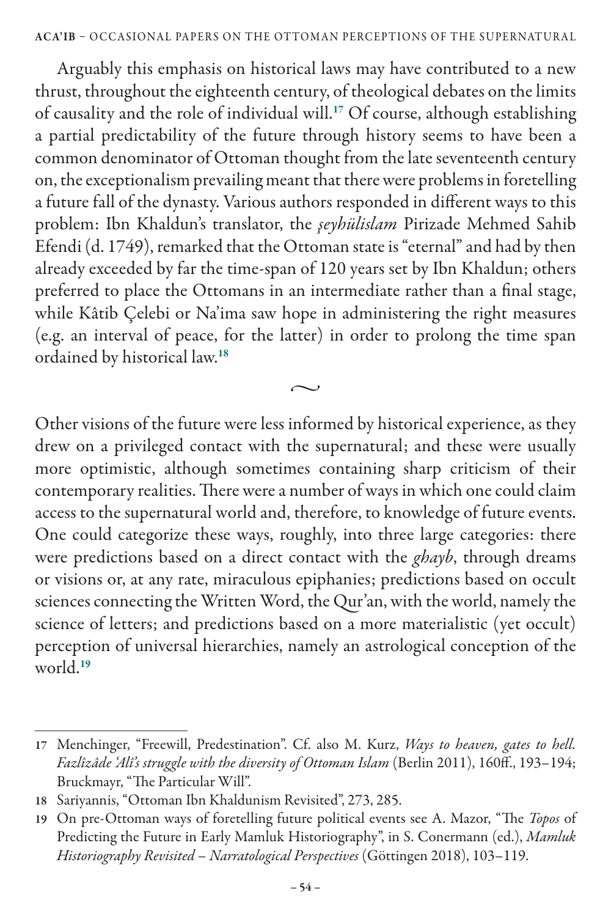Arguably this emphasis on historical laws may have contributed to a new thrust, throughout the eighteenth century, of theological debates on the limits of causality and the role of individual will.[17] Of course, although establishing a partial predictability of the future through history seems to have been a common denominator of Ottoman thought from the late seventeenth century on, the exceptionalism prevailing meant that there were problems in foretelling a future fall of the dynasty. Various authors responded in different ways to this problem: Ibn Khaldun's translator, the *şeyhülislam* Pirizade Mehmed Sahib Efendi (d. 1749), remarked that the Ottoman state is "eternal" and had by then already exceeded by far the time-span of 120 years set by Ibn Khaldun; others preferred to place the Ottomans in an intermediate rather than a final stage, while Kâtib Çelebi or Na'ima saw hope in administering the right measures (e.g. an interval of peace, for the latter) in order to prolong the time span ordained by historical law.[18]

~

Other visions of the future were less informed by historical experience, as they drew on a privileged contact with the supernatural; and these were usually more optimistic, although sometimes containing sharp criticism of their contemporary realities. There were a number of ways in which one could claim access to the supernatural world and, therefore, to knowledge of future events. One could categorize these ways, roughly, into three large categories: there were predictions based on a direct contact with the *ghayb*, through dreams or visions or, at any rate, miraculous epiphanies; predictions based on occult sciences connecting the Written Word, the Qur'an, with the world, namely the science of letters; and predictions based on a more materialistic (yet occult) perception of universal hierarchies, namely an astrological conception of the world.[19]

---

17 Menchinger, "Freewill, Predestination". Cf. also M. Kurz, *Ways to heaven, gates to hell. Fazlîzâde 'Alî's struggle with the diversity of Ottoman Islam* (Berlin 2011), 160ff., 193–194; Bruckmayr, "The Particular Will".

18 Sariyannis, "Ottoman Ibn Khaldunism Revisited", 273, 285.

19 On pre-Ottoman ways of foretelling future political events see A. Mazor, "The *Topos* of Predicting the Future in Early Mamluk Historiography", in S. Conermann (ed.), *Mamluk Historiography Revisited – Narratological Perspectives* (Göttingen 2018), 103–119.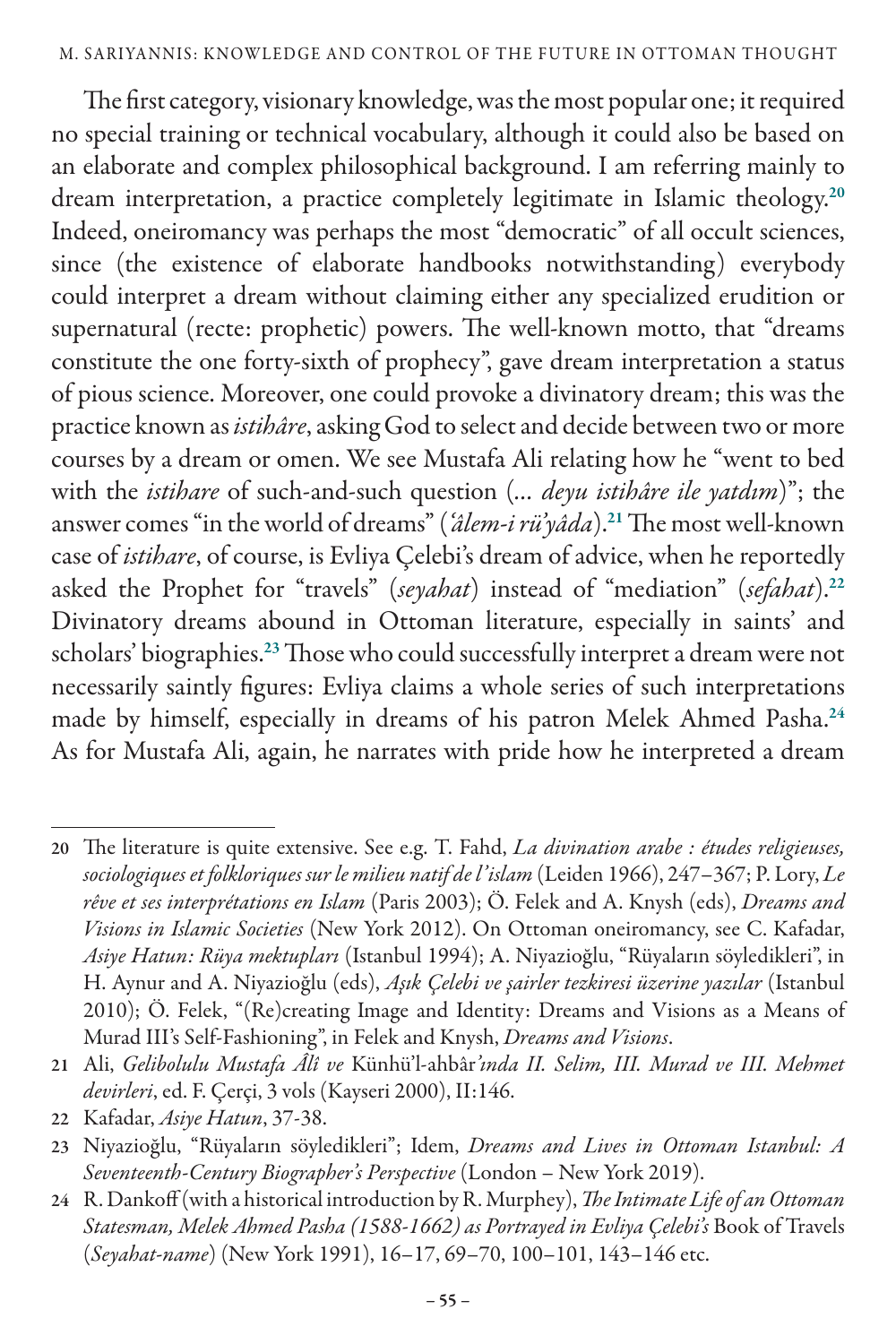The first category, visionary knowledge, was the most popular one; it required no special training or technical vocabulary, although it could also be based on an elaborate and complex philosophical background. I am referring mainly to dream interpretation, a practice completely legitimate in Islamic theology.[20] Indeed, oneiromancy was perhaps the most "democratic" of all occult sciences, since (the existence of elaborate handbooks notwithstanding) everybody could interpret a dream without claiming either any specialized erudition or supernatural (recte: prophetic) powers. The well-known motto, that "dreams constitute the one forty-sixth of prophecy", gave dream interpretation a status of pious science. Moreover, one could provoke a divinatory dream; this was the practice known as *istihâre*, asking God to select and decide between two or more courses by a dream or omen. We see Mustafa Ali relating how he "went to bed with the *istihare* of such-and-such question (... *deyu istihâre ile yatdım*)"; the answer comes "in the world of dreams" (*'âlem-i rü'yâda*).[21] The most well-known case of *istihare*, of course, is Evliya Çelebi's dream of advice, when he reportedly asked the Prophet for "travels" (*seyahat*) instead of "mediation" (*sefahat*).[22] Divinatory dreams abound in Ottoman literature, especially in saints' and scholars' biographies.[23] Those who could successfully interpret a dream were not necessarily saintly figures: Evliya claims a whole series of such interpretations made by himself, especially in dreams of his patron Melek Ahmed Pasha.[24] As for Mustafa Ali, again, he narrates with pride how he interpreted a dream

---

20 The literature is quite extensive. See e.g. T. Fahd, *La divination arabe : études religieuses, sociologiques et folkloriques sur le milieu natif de l'islam* (Leiden 1966), 247–367; P. Lory, *Le rêve et ses interprétations en Islam* (Paris 2003); Ö. Felek and A. Knysh (eds), *Dreams and Visions in Islamic Societies* (New York 2012). On Ottoman oneiromancy, see C. Kafadar, *Asiye Hatun: Rüya mektupları* (Istanbul 1994); A. Niyazioğlu, "Rüyaların söyledikleri", in H. Aynur and A. Niyazioğlu (eds), *Aşık Çelebi ve şairler tezkiresi üzerine yazılar* (Istanbul 2010); Ö. Felek, "(Re)creating Image and Identity: Dreams and Visions as a Means of Murad III's Self-Fashioning", in Felek and Knysh, *Dreams and Visions*.

21 Ali, *Gelibolulu Mustafa Âlî ve* Künhü'l-ahbâr*'ında II. Selim, III. Murad ve III. Mehmet devirleri*, ed. F. Çerçi, 3 vols (Kayseri 2000), II:146.

22 Kafadar, *Asiye Hatun*, 37-38.

23 Niyazioğlu, "Rüyaların söyledikleri"; Idem, *Dreams and Lives in Ottoman Istanbul: A Seventeenth-Century Biographer's Perspective* (London – New York 2019).

24 R. Dankoff (with a historical introduction by R. Murphey), *The Intimate Life of an Ottoman Statesman, Melek Ahmed Pasha (1588-1662) as Portrayed in Evliya Çelebi's* Book of Travels (*Seyahat-name*) (New York 1991), 16–17, 69–70, 100–101, 143–146 etc.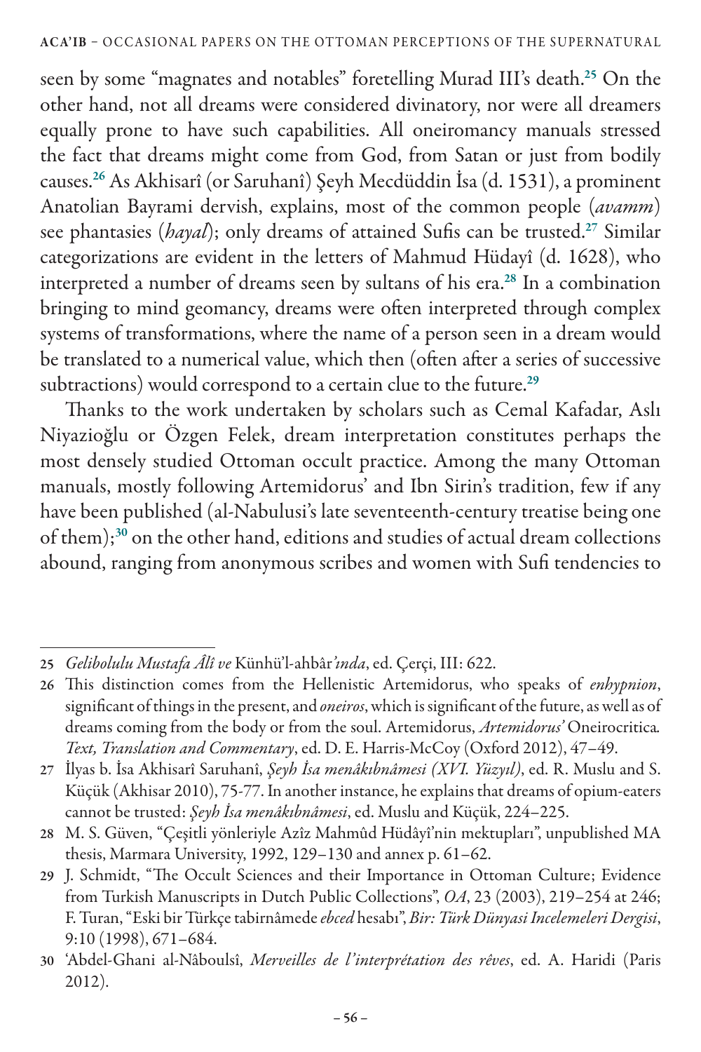seen by some "magnates and notables" foretelling Murad III's death.[25] On the other hand, not all dreams were considered divinatory, nor were all dreamers equally prone to have such capabilities. All oneiromancy manuals stressed the fact that dreams might come from God, from Satan or just from bodily causes.[26] As Akhisarî (or Saruhanî) Şeyh Mecdüddin İsa (d. 1531), a prominent Anatolian Bayrami dervish, explains, most of the common people (*avamm*) see phantasies (*hayal*); only dreams of attained Sufis can be trusted.[27] Similar categorizations are evident in the letters of Mahmud Hüdayî (d. 1628), who interpreted a number of dreams seen by sultans of his era.[28] In a combination bringing to mind geomancy, dreams were often interpreted through complex systems of transformations, where the name of a person seen in a dream would be translated to a numerical value, which then (often after a series of successive subtractions) would correspond to a certain clue to the future.[29]

Thanks to the work undertaken by scholars such as Cemal Kafadar, Aslı Niyazioğlu or Özgen Felek, dream interpretation constitutes perhaps the most densely studied Ottoman occult practice. Among the many Ottoman manuals, mostly following Artemidorus' and Ibn Sirin's tradition, few if any have been published (al-Nabulusi's late seventeenth-century treatise being one of them);[30] on the other hand, editions and studies of actual dream collections abound, ranging from anonymous scribes and women with Sufi tendencies to

---

25 *Gelibolulu Mustafa Âlî ve* Künhü'l-ahbâr*'ında*, ed. Çerçi, III: 622.

26 This distinction comes from the Hellenistic Artemidorus, who speaks of *enhypnion*, significant of things in the present, and *oneiros*, which is significant of the future, as well as of dreams coming from the body or from the soul. Artemidorus, *Artemidorus'* Oneirocritica*. Text, Translation and Commentary*, ed. D. E. Harris-McCoy (Oxford 2012), 47–49.

27 İlyas b. İsa Akhisarî Saruhanî, *Şeyh İsa menâkıbnâmesi (XVI. Yüzyıl)*, ed. R. Muslu and S. Küçük (Akhisar 2010), 75-77. In another instance, he explains that dreams of opium-eaters cannot be trusted: *Şeyh İsa menâkıbnâmesi*, ed. Muslu and Küçük, 224–225.

28 M. S. Güven, "Çeşitli yönleriyle Azîz Mahmûd Hüdâyî'nin mektupları", unpublished MA thesis, Marmara University, 1992, 129–130 and annex p. 61–62.

29 J. Schmidt, "The Occult Sciences and their Importance in Ottoman Culture; Evidence from Turkish Manuscripts in Dutch Public Collections", *OA*, 23 (2003), 219–254 at 246; F. Turan, "Eski bir Türkçe tabirnâmede *ebced* hesabı", *Bir: Türk Dünyasi Incelemeleri Dergisi*, 9:10 (1998), 671–684.

30 ʿAbdel-Ghani al-Nâboulsî, *Merveilles de l'interprétation des rêves*, ed. A. Haridi (Paris 2012).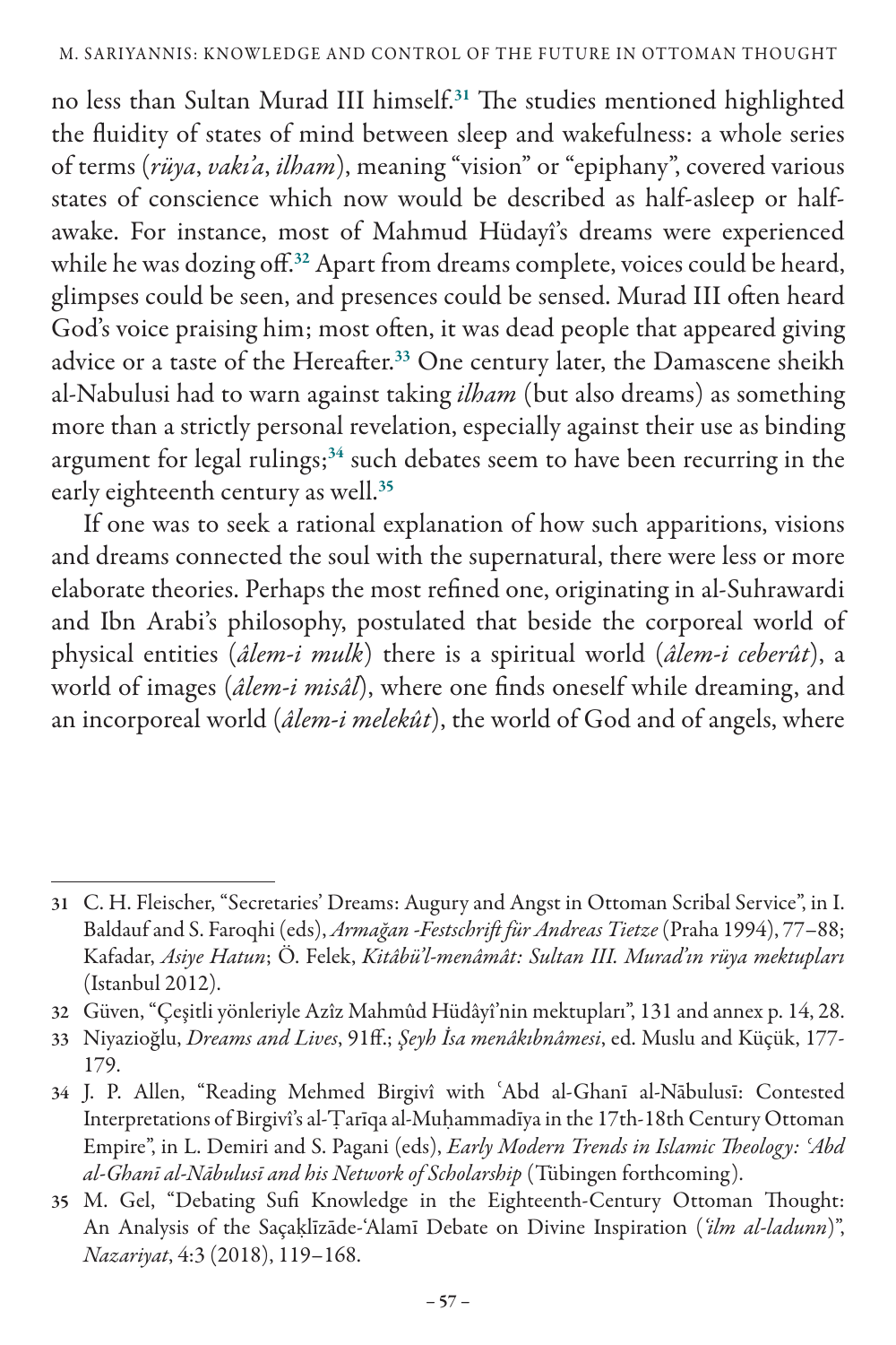no less than Sultan Murad III himself.[31] The studies mentioned highlighted the fluidity of states of mind between sleep and wakefulness: a whole series of terms (*rüya*, *vakı'a*, *ilham*), meaning "vision" or "epiphany", covered various states of conscience which now would be described as half-asleep or half-awake. For instance, most of Mahmud Hüdayî's dreams were experienced while he was dozing off.[32] Apart from dreams complete, voices could be heard, glimpses could be seen, and presences could be sensed. Murad III often heard God's voice praising him; most often, it was dead people that appeared giving advice or a taste of the Hereafter.[33] One century later, the Damascene sheikh al-Nabulusi had to warn against taking *ilham* (but also dreams) as something more than a strictly personal revelation, especially against their use as binding argument for legal rulings;[34] such debates seem to have been recurring in the early eighteenth century as well.[35]

If one was to seek a rational explanation of how such apparitions, visions and dreams connected the soul with the supernatural, there were less or more elaborate theories. Perhaps the most refined one, originating in al-Suhrawardi and Ibn Arabi's philosophy, postulated that beside the corporeal world of physical entities (*âlem-i mulk*) there is a spiritual world (*âlem-i ceberût*), a world of images (*âlem-i misâl*), where one finds oneself while dreaming, and an incorporeal world (*âlem-i melekût*), the world of God and of angels, where

---

31 C. H. Fleischer, "Secretaries' Dreams: Augury and Angst in Ottoman Scribal Service", in I. Baldauf and S. Faroqhi (eds), *Armağan -Festschrift für Andreas Tietze* (Praha 1994), 77–88; Kafadar, *Asiye Hatun*; Ö. Felek, *Kitâbü'l-menâmât: Sultan III. Murad'ın rüya mektupları* (Istanbul 2012).

32 Güven, "Çeşitli yönleriyle Azîz Mahmûd Hüdâyî'nin mektupları", 131 and annex p. 14, 28.

33 Niyazioğlu, *Dreams and Lives*, 91ff.; *Şeyh İsa menâkıbnâmesi*, ed. Muslu and Küçük, 177-179.

34 J. P. Allen, "Reading Mehmed Birgivî with ʿAbd al-Ghanī al-Nābulusī: Contested Interpretations of Birgivî's al-Ṭarīqa al-Muḥammadīya in the 17th-18th Century Ottoman Empire", in L. Demiri and S. Pagani (eds), *Early Modern Trends in Islamic Theology: ʿAbd al-Ghanī al-Nābulusī and his Network of Scholarship* (Tübingen forthcoming).

35 M. Gel, "Debating Sufi Knowledge in the Eighteenth-Century Ottoman Thought: An Analysis of the Saçaḳlīzāde-ʿAlamī Debate on Divine Inspiration (*ʿilm al-ladunn*)", *Nazariyat*, 4:3 (2018), 119–168.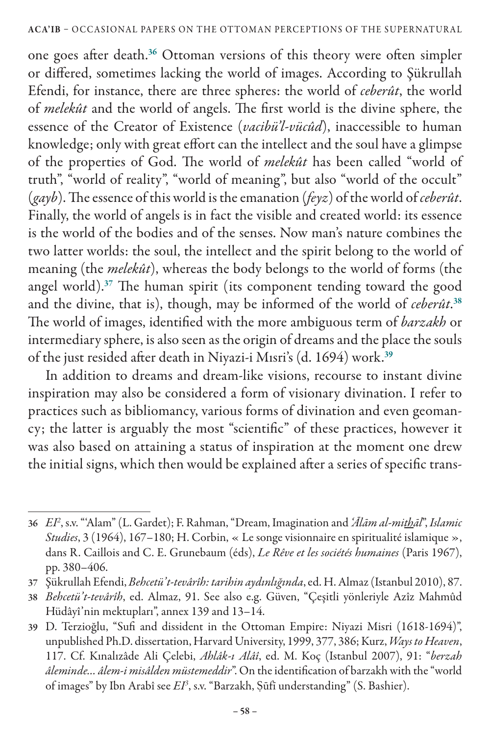one goes after death.[36] Ottoman versions of this theory were often simpler or differed, sometimes lacking the world of images. According to Şükrullah Efendi, for instance, there are three spheres: the world of *ceberût*, the world of *melekût* and the world of angels. The first world is the divine sphere, the essence of the Creator of Existence (*vacibü'l-vücûd*), inaccessible to human knowledge; only with great effort can the intellect and the soul have a glimpse of the properties of God. The world of *melekût* has been called "world of truth", "world of reality", "world of meaning", but also "world of the occult" (*gayb*). The essence of this world is the emanation (*feyz*) of the world of *ceberût*. Finally, the world of angels is in fact the visible and created world: its essence is the world of the bodies and of the senses. Now man's nature combines the two latter worlds: the soul, the intellect and the spirit belong to the world of meaning (the *melekût*), whereas the body belongs to the world of forms (the angel world).[37] The human spirit (its component tending toward the good and the divine, that is), though, may be informed of the world of *ceberût*.[38] The world of images, identified with the more ambiguous term of *barzakh* or intermediary sphere, is also seen as the origin of dreams and the place the souls of the just resided after death in Niyazi-i Mısri's (d. 1694) work.[39]

In addition to dreams and dream-like visions, recourse to instant divine inspiration may also be considered a form of visionary divination. I refer to practices such as bibliomancy, various forms of divination and even geomancy; the latter is arguably the most "scientific" of these practices, however it was also based on attaining a status of inspiration at the moment one drew the initial signs, which then would be explained after a series of specific trans-

---

36 *EI*[2], s.v. "'Alam" (L. Gardet); F. Rahman, "Dream, Imagination and *'Ālām al-mit͟hāl*", *Islamic Studies*, 3 (1964), 167–180; H. Corbin, « Le songe visionnaire en spiritualité islamique », dans R. Caillois and C. E. Grunebaum (éds), *Le Rêve et les sociétés humaines* (Paris 1967), pp. 380–406.

37 Şükrullah Efendi, *Behcetü't-tevârîh: tarihin aydınlığında*, ed. H. Almaz (Istanbul 2010), 87.

38 *Behcetü't-tevârîh*, ed. Almaz, 91. See also e.g. Güven, "Çeşitli yönleriyle Azîz Mahmûd Hüdâyî'nin mektupları", annex 139 and 13–14.

39 D. Terzioğlu, "Sufi and dissident in the Ottoman Empire: Niyazi Misri (1618-1694)", unpublished Ph.D. dissertation, Harvard University, 1999, 377, 386; Kurz, *Ways to Heaven*, 117. Cf. Kınalızâde Ali Çelebi, *Ahlâk-ı Alâî*, ed. M. Koç (Istanbul 2007), 91: "*berzah âleminde… âlem-i misâlden müstemeddir*". On the identification of barzakh with the "world of images" by Ibn Arabî see *EI*[3], s.v. "Barzakh, Ṣūfī understanding" (S. Bashier).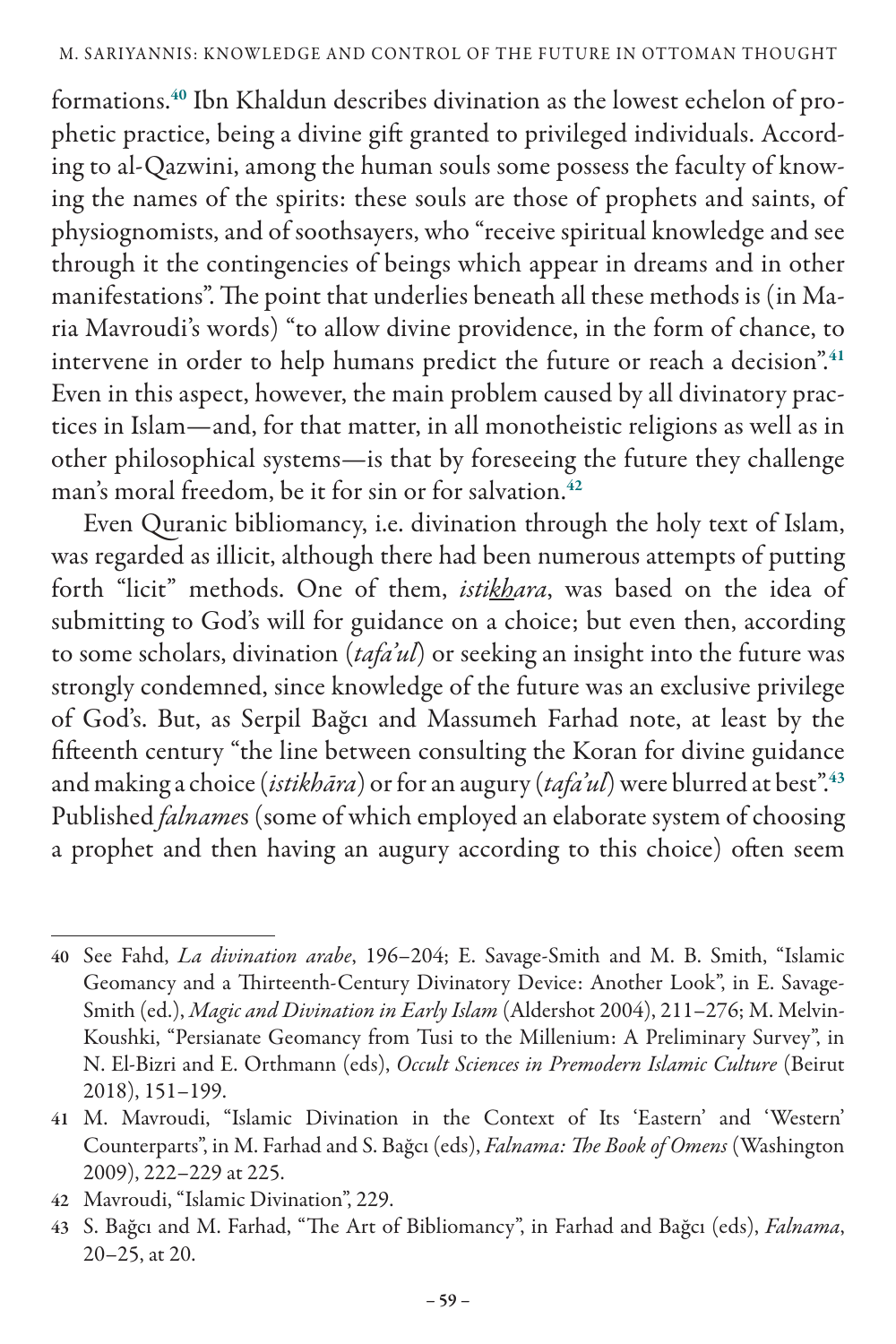formations.[40] Ibn Khaldun describes divination as the lowest echelon of prophetic practice, being a divine gift granted to privileged individuals. According to al-Qazwini, among the human souls some possess the faculty of knowing the names of the spirits: these souls are those of prophets and saints, of physiognomists, and of soothsayers, who "receive spiritual knowledge and see through it the contingencies of beings which appear in dreams and in other manifestations". The point that underlies beneath all these methods is (in Maria Mavroudi's words) "to allow divine providence, in the form of chance, to intervene in order to help humans predict the future or reach a decision".[41] Even in this aspect, however, the main problem caused by all divinatory practices in Islam—and, for that matter, in all monotheistic religions as well as in other philosophical systems—is that by foreseeing the future they challenge man's moral freedom, be it for sin or for salvation.[42]

Even Quranic bibliomancy, i.e. divination through the holy text of Islam, was regarded as illicit, although there had been numerous attempts of putting forth "licit" methods. One of them, *istik̲h̲ara*, was based on the idea of submitting to God's will for guidance on a choice; but even then, according to some scholars, divination (*tafa'ul*) or seeking an insight into the future was strongly condemned, since knowledge of the future was an exclusive privilege of God's. But, as Serpil Bağcı and Massumeh Farhad note, at least by the fifteenth century "the line between consulting the Koran for divine guidance and making a choice (*istikhāra*) or for an augury (*tafa'ul*) were blurred at best".[43] Published *falname*s (some of which employed an elaborate system of choosing a prophet and then having an augury according to this choice) often seem

---

40 See Fahd, *La divination arabe*, 196–204; E. Savage-Smith and M. B. Smith, "Islamic Geomancy and a Thirteenth-Century Divinatory Device: Another Look", in E. Savage-Smith (ed.), *Magic and Divination in Early Islam* (Aldershot 2004), 211–276; M. Melvin-Koushki, "Persianate Geomancy from Tusi to the Millenium: A Preliminary Survey", in N. El-Bizri and E. Orthmann (eds), *Occult Sciences in Premodern Islamic Culture* (Beirut 2018), 151–199.

41 M. Mavroudi, "Islamic Divination in the Context of Its 'Eastern' and 'Western' Counterparts", in M. Farhad and S. Bağcı (eds), *Falnama: The Book of Omens* (Washington 2009), 222–229 at 225.

42 Mavroudi, "Islamic Divination", 229.

43 S. Bağcı and M. Farhad, "The Art of Bibliomancy", in Farhad and Bağcı (eds), *Falnama*, 20–25, at 20.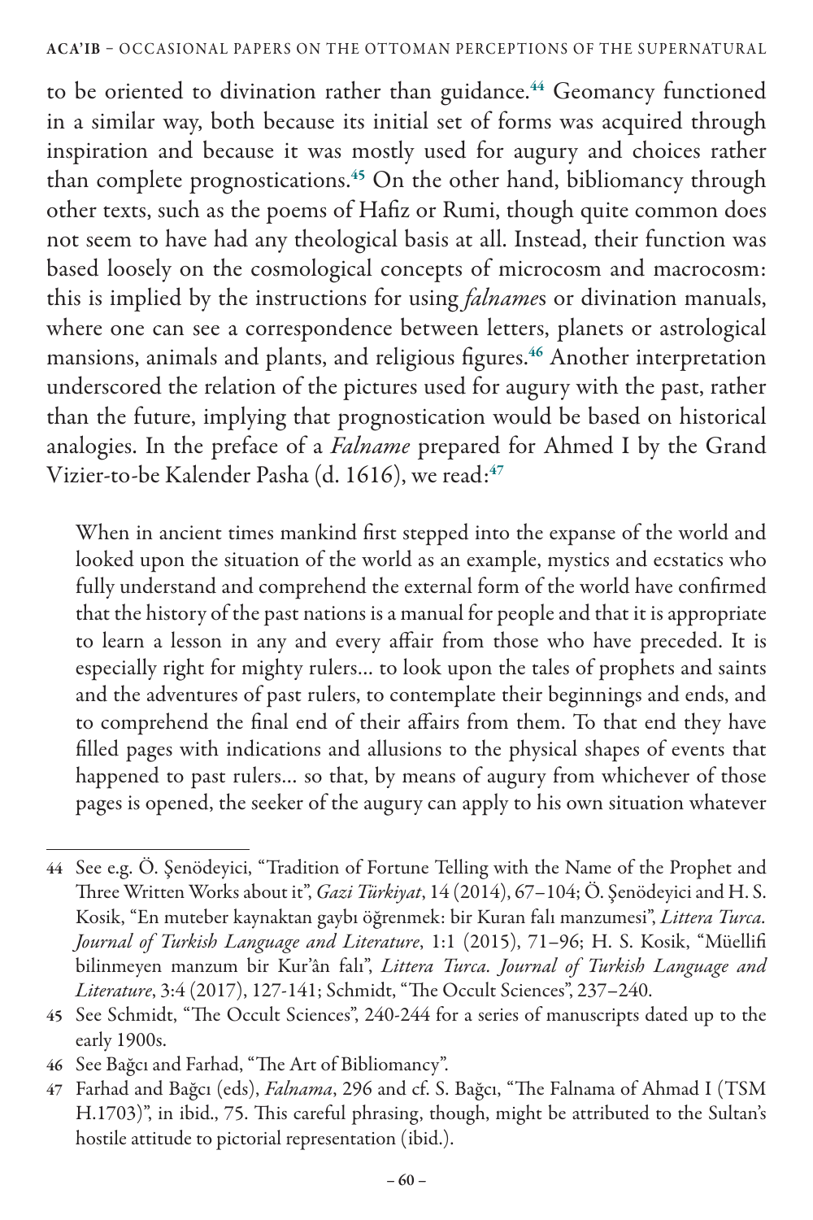to be oriented to divination rather than guidance.[44] Geomancy functioned in a similar way, both because its initial set of forms was acquired through inspiration and because it was mostly used for augury and choices rather than complete prognostications.[45] On the other hand, bibliomancy through other texts, such as the poems of Hafiz or Rumi, though quite common does not seem to have had any theological basis at all. Instead, their function was based loosely on the cosmological concepts of microcosm and macrocosm: this is implied by the instructions for using *falname*s or divination manuals, where one can see a correspondence between letters, planets or astrological mansions, animals and plants, and religious figures.[46] Another interpretation underscored the relation of the pictures used for augury with the past, rather than the future, implying that prognostication would be based on historical analogies. In the preface of a *Falname* prepared for Ahmed I by the Grand Vizier-to-be Kalender Pasha (d. 1616), we read:[47]

> When in ancient times mankind first stepped into the expanse of the world and looked upon the situation of the world as an example, mystics and ecstatics who fully understand and comprehend the external form of the world have confirmed that the history of the past nations is a manual for people and that it is appropriate to learn a lesson in any and every affair from those who have preceded. It is especially right for mighty rulers... to look upon the tales of prophets and saints and the adventures of past rulers, to contemplate their beginnings and ends, and to comprehend the final end of their affairs from them. To that end they have filled pages with indications and allusions to the physical shapes of events that happened to past rulers... so that, by means of augury from whichever of those pages is opened, the seeker of the augury can apply to his own situation whatever

---

44 See e.g. Ö. Şenödeyici, "Tradition of Fortune Telling with the Name of the Prophet and Three Written Works about it", *Gazi Türkiyat*, 14 (2014), 67–104; Ö. Şenödeyici and H. S. Kosik, "En muteber kaynaktan gaybı öğrenmek: bir Kuran falı manzumesi", *Littera Turca. Journal of Turkish Language and Literature*, 1:1 (2015), 71–96; H. S. Kosik, "Müellifi bilinmeyen manzum bir Kur'ân falı", *Littera Turca. Journal of Turkish Language and Literature*, 3:4 (2017), 127-141; Schmidt, "The Occult Sciences", 237–240.

45 See Schmidt, "The Occult Sciences", 240-244 for a series of manuscripts dated up to the early 1900s.

46 See Bağcı and Farhad, "The Art of Bibliomancy".

47 Farhad and Bağcı (eds), *Falnama*, 296 and cf. S. Bağcı, "The Falnama of Ahmad I (TSM H.1703)", in ibid., 75. This careful phrasing, though, might be attributed to the Sultan's hostile attitude to pictorial representation (ibid.).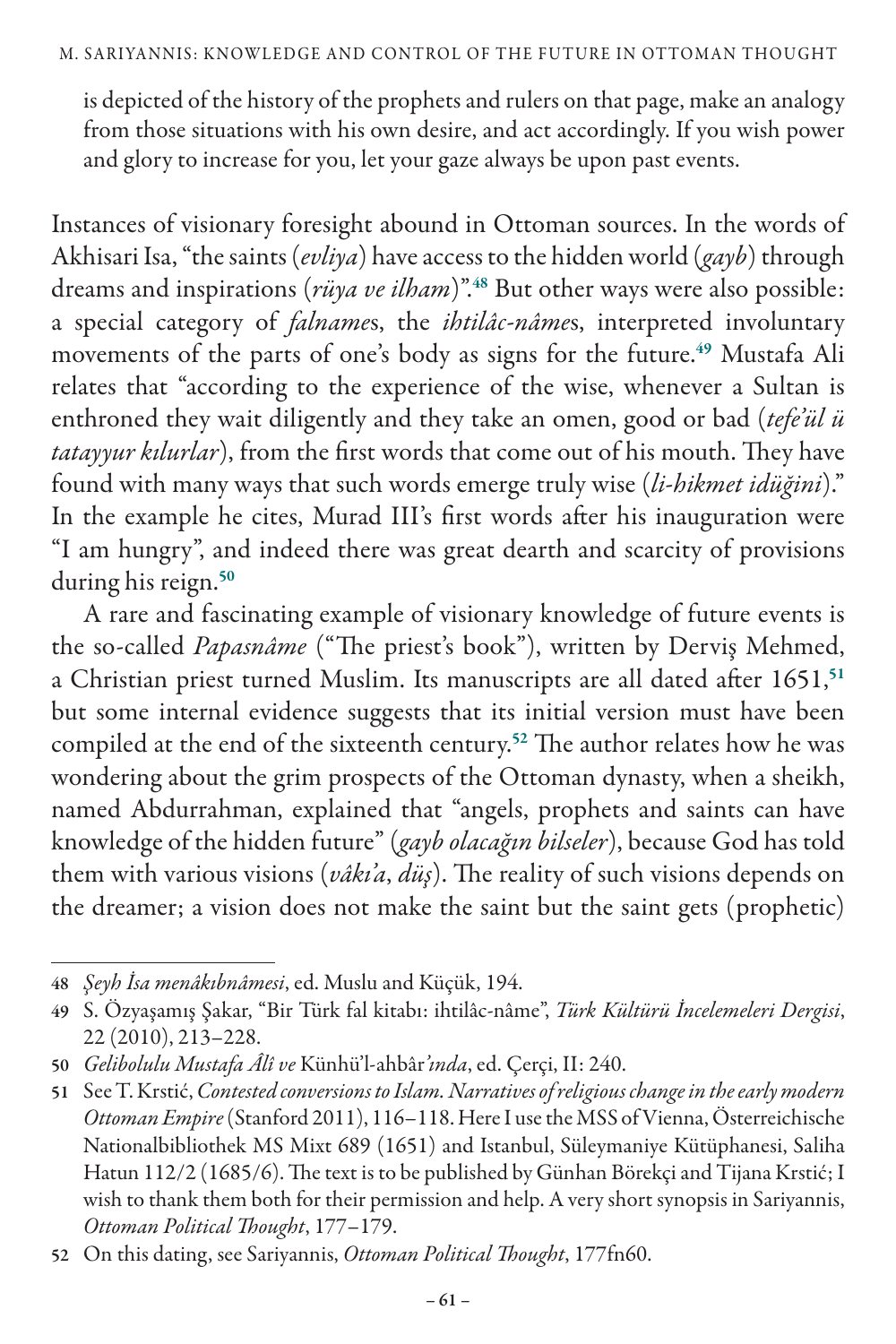is depicted of the history of the prophets and rulers on that page, make an analogy from those situations with his own desire, and act accordingly. If you wish power and glory to increase for you, let your gaze always be upon past events.

Instances of visionary foresight abound in Ottoman sources. In the words of Akhisari Isa, "the saints (*evliya*) have access to the hidden world (*gayb*) through dreams and inspirations (*rüya ve ilham*)".[48] But other ways were also possible: a special category of *falname*s, the *ihtilâc-nâme*s, interpreted involuntary movements of the parts of one's body as signs for the future.[49] Mustafa Ali relates that "according to the experience of the wise, whenever a Sultan is enthroned they wait diligently and they take an omen, good or bad (*tefe'ül ü tatayyur kılurlar*), from the first words that come out of his mouth. They have found with many ways that such words emerge truly wise (*li-hikmet idüğini*)." In the example he cites, Murad III's first words after his inauguration were "I am hungry", and indeed there was great dearth and scarcity of provisions during his reign.[50]

A rare and fascinating example of visionary knowledge of future events is the so-called *Papasnâme* ("The priest's book"), written by Derviş Mehmed, a Christian priest turned Muslim. Its manuscripts are all dated after 1651,[51] but some internal evidence suggests that its initial version must have been compiled at the end of the sixteenth century.[52] The author relates how he was wondering about the grim prospects of the Ottoman dynasty, when a sheikh, named Abdurrahman, explained that "angels, prophets and saints can have knowledge of the hidden future" (*gayb olacağın bilseler*), because God has told them with various visions (*vâkı'a*, *düş*). The reality of such visions depends on the dreamer; a vision does not make the saint but the saint gets (prophetic)

---

48 *Şeyh İsa menâkıbnâmesi*, ed. Muslu and Küçük, 194.

49 S. Özyaşamış Şakar, "Bir Türk fal kitabı: ihtilâc-nâme", *Türk Kültürü İncelemeleri Dergisi*, 22 (2010), 213–228.

50 *Gelibolulu Mustafa Âlî ve* Künhü'l-ahbâr*'ında*, ed. Çerçi, II: 240.

51 See T. Krstić, *Contested conversions to Islam. Narratives of religious change in the early modern Ottoman Empire* (Stanford 2011), 116–118. Here I use the MSS of Vienna, Österreichische Nationalbibliothek MS Mixt 689 (1651) and Istanbul, Süleymaniye Kütüphanesi, Saliha Hatun 112/2 (1685/6). The text is to be published by Günhan Börekçi and Tijana Krstić; I wish to thank them both for their permission and help. A very short synopsis in Sariyannis, *Ottoman Political Thought*, 177–179.

52 On this dating, see Sariyannis, *Ottoman Political Thought*, 177fn60.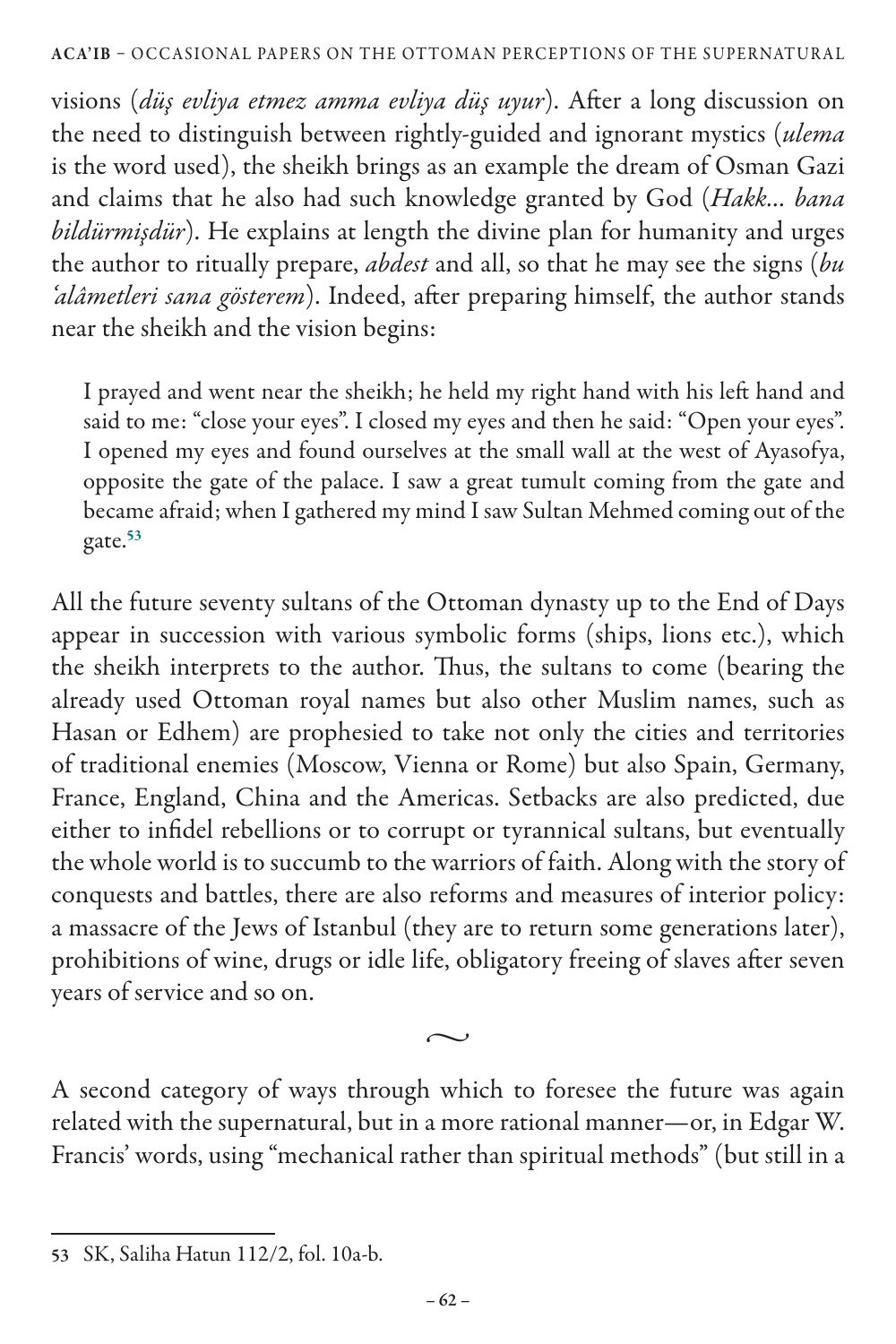visions (*düş evliya etmez amma evliya düş uyur*). After a long discussion on the need to distinguish between rightly-guided and ignorant mystics (*ulema* is the word used), the sheikh brings as an example the dream of Osman Gazi and claims that he also had such knowledge granted by God (*Hakk... bana bildürmişdür*). He explains at length the divine plan for humanity and urges the author to ritually prepare, *abdest* and all, so that he may see the signs (*bu ʿalâmetleri sana gösterem*). Indeed, after preparing himself, the author stands near the sheikh and the vision begins:

> I prayed and went near the sheikh; he held my right hand with his left hand and said to me: "close your eyes". I closed my eyes and then he said: "Open your eyes". I opened my eyes and found ourselves at the small wall at the west of Ayasofya, opposite the gate of the palace. I saw a great tumult coming from the gate and became afraid; when I gathered my mind I saw Sultan Mehmed coming out of the gate.[53]

All the future seventy sultans of the Ottoman dynasty up to the End of Days appear in succession with various symbolic forms (ships, lions etc.), which the sheikh interprets to the author. Thus, the sultans to come (bearing the already used Ottoman royal names but also other Muslim names, such as Hasan or Edhem) are prophesied to take not only the cities and territories of traditional enemies (Moscow, Vienna or Rome) but also Spain, Germany, France, England, China and the Americas. Setbacks are also predicted, due either to infidel rebellions or to corrupt or tyrannical sultans, but eventually the whole world is to succumb to the warriors of faith. Along with the story of conquests and battles, there are also reforms and measures of interior policy: a massacre of the Jews of Istanbul (they are to return some generations later), prohibitions of wine, drugs or idle life, obligatory freeing of slaves after seven years of service and so on.

~

A second category of ways through which to foresee the future was again related with the supernatural, but in a more rational manner—or, in Edgar W. Francis' words, using "mechanical rather than spiritual methods" (but still in a

---

53 SK, Saliha Hatun 112/2, fol. 10a-b.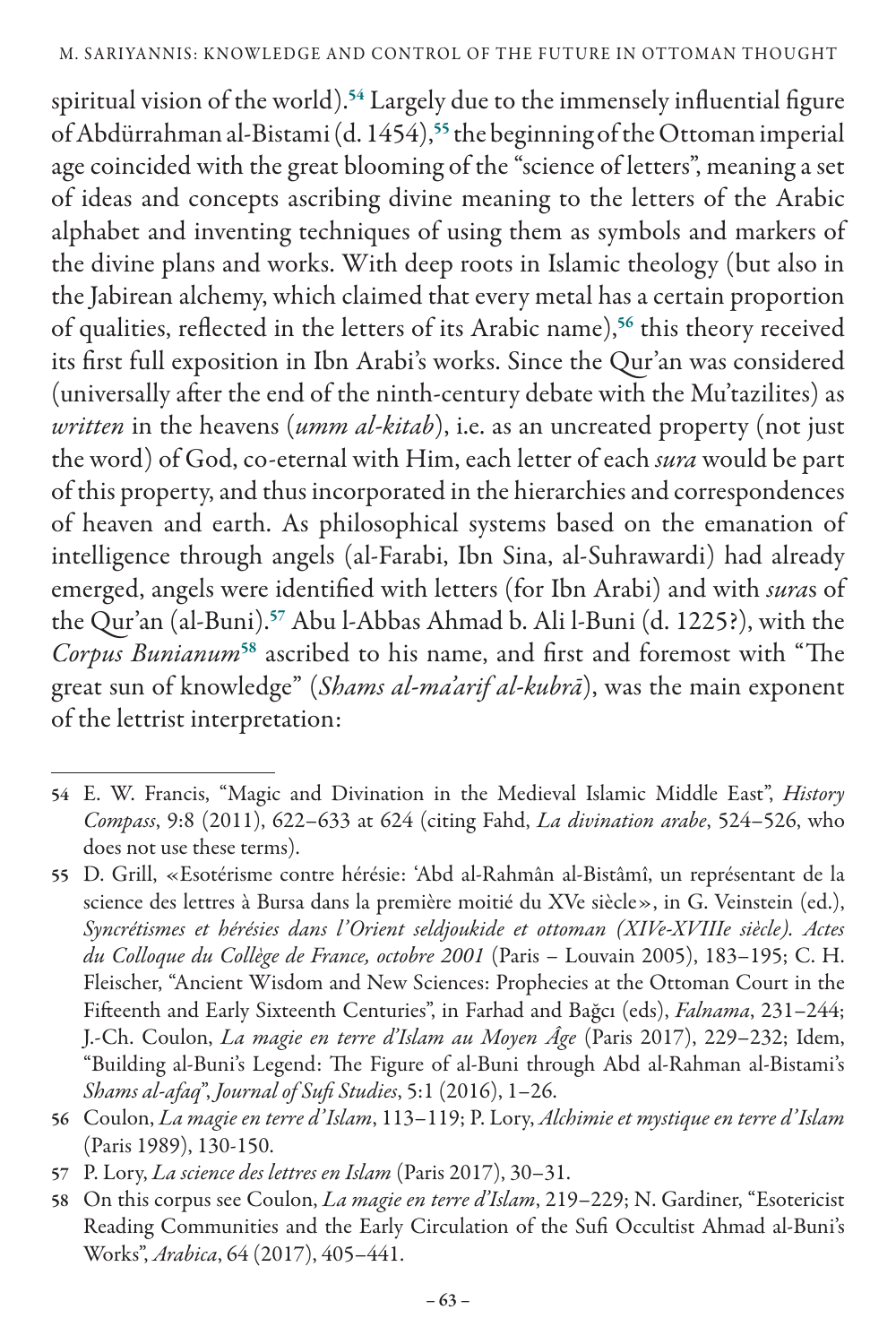spiritual vision of the world).[54] Largely due to the immensely influential figure of Abdürrahman al-Bistami (d. 1454),[55] the beginning of the Ottoman imperial age coincided with the great blooming of the "science of letters", meaning a set of ideas and concepts ascribing divine meaning to the letters of the Arabic alphabet and inventing techniques of using them as symbols and markers of the divine plans and works. With deep roots in Islamic theology (but also in the Jabirean alchemy, which claimed that every metal has a certain proportion of qualities, reflected in the letters of its Arabic name),[56] this theory received its first full exposition in Ibn Arabi's works. Since the Qur'an was considered (universally after the end of the ninth-century debate with the Mu'tazilites) as *written* in the heavens (*umm al-kitab*), i.e. as an uncreated property (not just the word) of God, co-eternal with Him, each letter of each *sura* would be part of this property, and thus incorporated in the hierarchies and correspondences of heaven and earth. As philosophical systems based on the emanation of intelligence through angels (al-Farabi, Ibn Sina, al-Suhrawardi) had already emerged, angels were identified with letters (for Ibn Arabi) and with *sura*s of the Qur'an (al-Buni).[57] Abu l-Abbas Ahmad b. Ali l-Buni (d. 1225?), with the *Corpus Bunianum*[58] ascribed to his name, and first and foremost with "The great sun of knowledge" (*Shams al-ma'arif al-kubrā*), was the main exponent of the lettrist interpretation:

---

54 E. W. Francis, "Magic and Divination in the Medieval Islamic Middle East", *History Compass*, 9:8 (2011), 622–633 at 624 (citing Fahd, *La divination arabe*, 524–526, who does not use these terms).

55 D. Grill, «Esotérisme contre hérésie: 'Abd al-Rahmân al-Bistâmî, un représentant de la science des lettres à Bursa dans la première moitié du XVe siècle», in G. Veinstein (ed.), *Syncrétismes et hérésies dans l'Orient seldjoukide et ottoman (XIVe-XVIIIe siècle). Actes du Colloque du Collège de France, octobre 2001* (Paris – Louvain 2005), 183–195; C. H. Fleischer, "Ancient Wisdom and New Sciences: Prophecies at the Ottoman Court in the Fifteenth and Early Sixteenth Centuries", in Farhad and Bağcı (eds), *Falnama*, 231–244; J.-Ch. Coulon, *La magie en terre d'Islam au Moyen Âge* (Paris 2017), 229–232; Idem, "Building al-Buni's Legend: The Figure of al-Buni through Abd al-Rahman al-Bistami's *Shams al-afaq*", *Journal of Sufi Studies*, 5:1 (2016), 1–26.

56 Coulon, *La magie en terre d'Islam*, 113–119; P. Lory, *Alchimie et mystique en terre d'Islam* (Paris 1989), 130-150.

57 P. Lory, *La science des lettres en Islam* (Paris 2017), 30–31.

58 On this corpus see Coulon, *La magie en terre d'Islam*, 219–229; N. Gardiner, "Esotericist Reading Communities and the Early Circulation of the Sufi Occultist Ahmad al-Buni's Works", *Arabica*, 64 (2017), 405–441.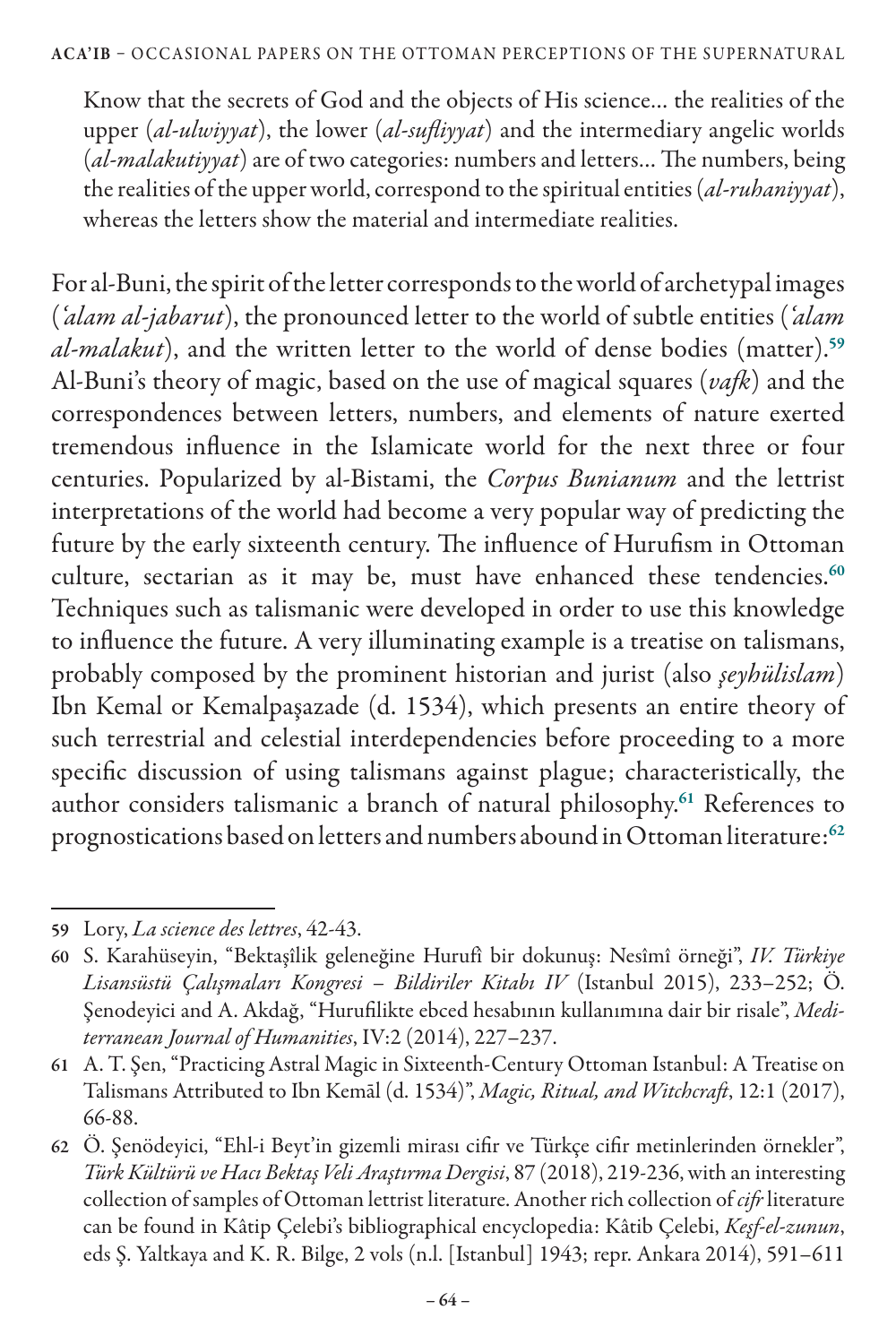> Know that the secrets of God and the objects of His science… the realities of the upper (*al-ulwiyyat*), the lower (*al-sufliyyat*) and the intermediary angelic worlds (*al-malakutiyyat*) are of two categories: numbers and letters… The numbers, being the realities of the upper world, correspond to the spiritual entities (*al-ruhaniyyat*), whereas the letters show the material and intermediate realities.

For al-Buni, the spirit of the letter corresponds to the world of archetypal images (*ʿalam al-jabarut*), the pronounced letter to the world of subtle entities (*ʿalam al-malakut*), and the written letter to the world of dense bodies (matter).[59] Al-Buni's theory of magic, based on the use of magical squares (*vafk*) and the correspondences between letters, numbers, and elements of nature exerted tremendous influence in the Islamicate world for the next three or four centuries. Popularized by al-Bistami, the *Corpus Bunianum* and the lettrist interpretations of the world had become a very popular way of predicting the future by the early sixteenth century. The influence of Hurufism in Ottoman culture, sectarian as it may be, must have enhanced these tendencies.[60] Techniques such as talismanic were developed in order to use this knowledge to influence the future. A very illuminating example is a treatise on talismans, probably composed by the prominent historian and jurist (also *şeyhülislam*) Ibn Kemal or Kemalpaşazade (d. 1534), which presents an entire theory of such terrestrial and celestial interdependencies before proceeding to a more specific discussion of using talismans against plague; characteristically, the author considers talismanic a branch of natural philosophy.[61] References to prognostications based on letters and numbers abound in Ottoman literature:[62]

---

59 Lory, *La science des lettres*, 42-43.

60 S. Karahüseyin, "Bektaşîlik geleneğine Hurufî bir dokunuş: Nesîmî örneği", *IV. Türkiye Lisansüstü Çalışmaları Kongresi – Bildiriler Kitabı IV* (Istanbul 2015), 233–252; Ö. Şenodeyici and A. Akdağ, "Hurufilikte ebced hesabının kullanımına dair bir risale", *Mediterranean Journal of Humanities*, IV:2 (2014), 227–237.

61 A. T. Şen, "Practicing Astral Magic in Sixteenth-Century Ottoman Istanbul: A Treatise on Talismans Attributed to Ibn Kemāl (d. 1534)", *Magic, Ritual, and Witchcraft*, 12:1 (2017), 66-88.

62 Ö. Şenödeyici, "Ehl-i Beyt'in gizemli mirası cifir ve Türkçe cifir metinlerinden örnekler", *Türk Kültürü ve Hacı Bektaş Veli Araştırma Dergisi*, 87 (2018), 219-236, with an interesting collection of samples of Ottoman lettrist literature. Another rich collection of *cifr* literature can be found in Kâtip Çelebi's bibliographical encyclopedia: Kâtib Çelebi, *Keşf-el-zunun*, eds Ş. Yaltkaya and K. R. Bilge, 2 vols (n.l. [Istanbul] 1943; repr. Ankara 2014), 591–611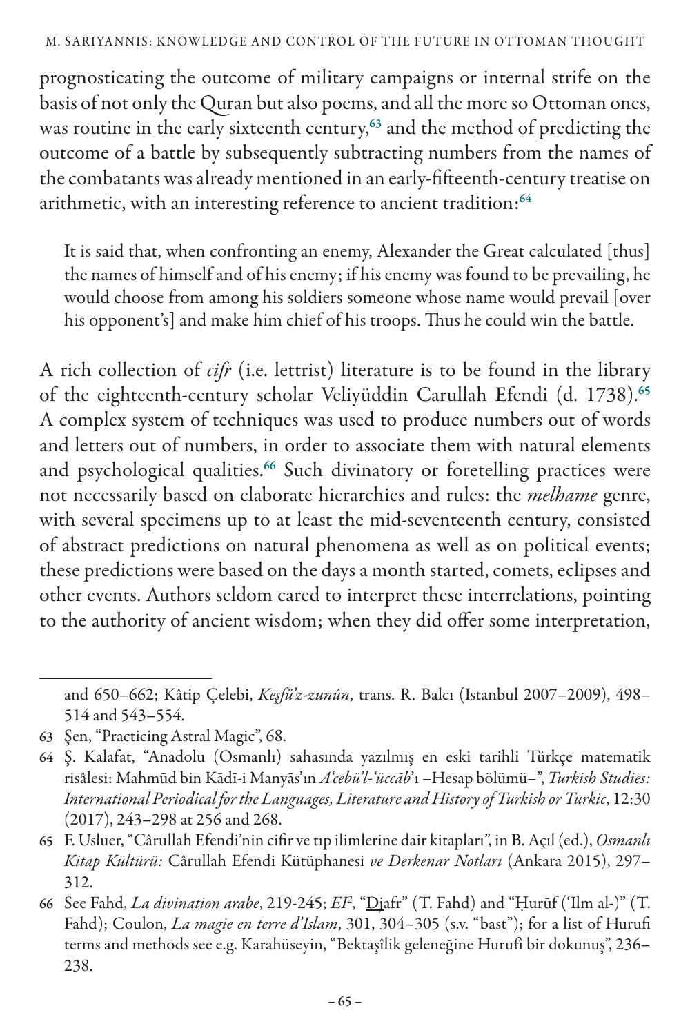prognosticating the outcome of military campaigns or internal strife on the basis of not only the Quran but also poems, and all the more so Ottoman ones, was routine in the early sixteenth century,[63] and the method of predicting the outcome of a battle by subsequently subtracting numbers from the names of the combatants was already mentioned in an early-fifteenth-century treatise on arithmetic, with an interesting reference to ancient tradition:[64]

> It is said that, when confronting an enemy, Alexander the Great calculated [thus] the names of himself and of his enemy; if his enemy was found to be prevailing, he would choose from among his soldiers someone whose name would prevail [over his opponent's] and make him chief of his troops. Thus he could win the battle.

A rich collection of *cifr* (i.e. lettrist) literature is to be found in the library of the eighteenth-century scholar Veliyüddin Carullah Efendi (d. 1738).[65] A complex system of techniques was used to produce numbers out of words and letters out of numbers, in order to associate them with natural elements and psychological qualities.[66] Such divinatory or foretelling practices were not necessarily based on elaborate hierarchies and rules: the *melhame* genre, with several specimens up to at least the mid-seventeenth century, consisted of abstract predictions on natural phenomena as well as on political events; these predictions were based on the days a month started, comets, eclipses and other events. Authors seldom cared to interpret these interrelations, pointing to the authority of ancient wisdom; when they did offer some interpretation,

---

and 650–662; Kâtip Çelebi, *Keşfü'z-zunûn*, trans. R. Balcı (Istanbul 2007–2009), 498–514 and 543–554.

63 Şen, "Practicing Astral Magic", 68.

64 Ş. Kalafat, "Anadolu (Osmanlı) sahasında yazılmış en eski tarihli Türkçe matematik risâlesi: Mahmūd bin Kādī-i Manyās'ın *A'cebü'l-'üccāb*'ı –Hesap bölümü–", *Turkish Studies: International Periodical for the Languages, Literature and History of Turkish or Turkic*, 12:30 (2017), 243–298 at 256 and 268.

65 F. Usluer, "Câr­ullah Efendi'nin cifir ve tıp ilimlerine dair kitapları", in B. Açıl (ed.), *Osmanlı Kitap Kültürü:* Cârullah Efendi Kütüphanesi *ve Derkenar Notları* (Ankara 2015), 297–312.

66 See Fahd, *La divination arabe*, 219-245; *EI*[2], "Djafr" (T. Fahd) and "Ḥurūf ('Ilm al-)" (T. Fahd); Coulon, *La magie en terre d'Islam*, 301, 304–305 (s.v. "bast"); for a list of Hurufi terms and methods see e.g. Karahüseyin, "Bektaşîlik geleneğine Hurufî bir dokunuş", 236–238.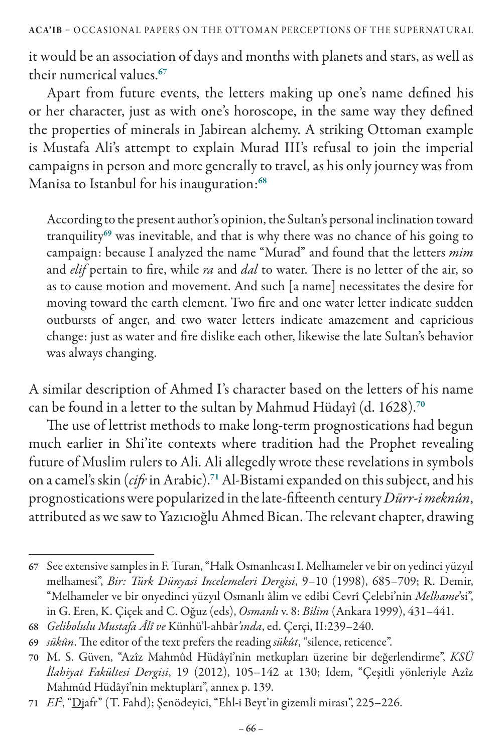it would be an association of days and months with planets and stars, as well as their numerical values.[67]

Apart from future events, the letters making up one's name defined his or her character, just as with one's horoscope, in the same way they defined the properties of minerals in Jabirean alchemy. A striking Ottoman example is Mustafa Ali's attempt to explain Murad III's refusal to join the imperial campaigns in person and more generally to travel, as his only journey was from Manisa to Istanbul for his inauguration:[68]

> According to the present author's opinion, the Sultan's personal inclination toward tranquility[69] was inevitable, and that is why there was no chance of his going to campaign: because I analyzed the name "Murad" and found that the letters *mim* and *elif* pertain to fire, while *ra* and *dal* to water. There is no letter of the air, so as to cause motion and movement. And such [a name] necessitates the desire for moving toward the earth element. Two fire and one water letter indicate sudden outbursts of anger, and two water letters indicate amazement and capricious change: just as water and fire dislike each other, likewise the late Sultan's behavior was always changing.

A similar description of Ahmed I's character based on the letters of his name can be found in a letter to the sultan by Mahmud Hüdayî (d. 1628).[70]

The use of lettrist methods to make long-term prognostications had begun much earlier in Shi'ite contexts where tradition had the Prophet revealing future of Muslim rulers to Ali. Ali allegedly wrote these revelations in symbols on a camel's skin (*cifr* in Arabic).[71] Al-Bistami expanded on this subject, and his prognostications were popularized in the late-fifteenth century *Dürr-i meknûn*, attributed as we saw to Yazıcıoğlu Ahmed Bican. The relevant chapter, drawing

---

67 See extensive samples in F. Turan, "Halk Osmanlıcası I. Melhameler ve bir on yedinci yüzyıl melhamesi", *Bir: Türk Dünyasi Incelemeleri Dergisi*, 9–10 (1998), 685–709; R. Demir, "Melhameler ve bir onyedinci yüzyıl Osmanlı âlim ve edîbi Cevrî Çelebi'nin *Melhame*'si", in G. Eren, K. Çiçek and C. Oğuz (eds), *Osmanlı* v. 8: *Bilim* (Ankara 1999), 431–441.

68 *Gelibolulu Mustafa Âlî ve* Künhü'l-ahbâr*'ında*, ed. Çerçi, II:239–240.

69 *sükûn*. The editor of the text prefers the reading *sükût*, "silence, reticence".

70 M. S. Güven, "Azîz Mahmûd Hüdâyî'nin metkupları üzerine bir değerlendirme", *KSÜ İlahiyat Fakültesi Dergisi*, 19 (2012), 105–142 at 130; Idem, "Çeşitli yönleriyle Azîz Mahmûd Hüdâyî'nin mektupları", annex p. 139.

71 *EI*², "Djafr" (T. Fahd); Şenödeyici, "Ehl-i Beyt'in gizemli mirası", 225–226.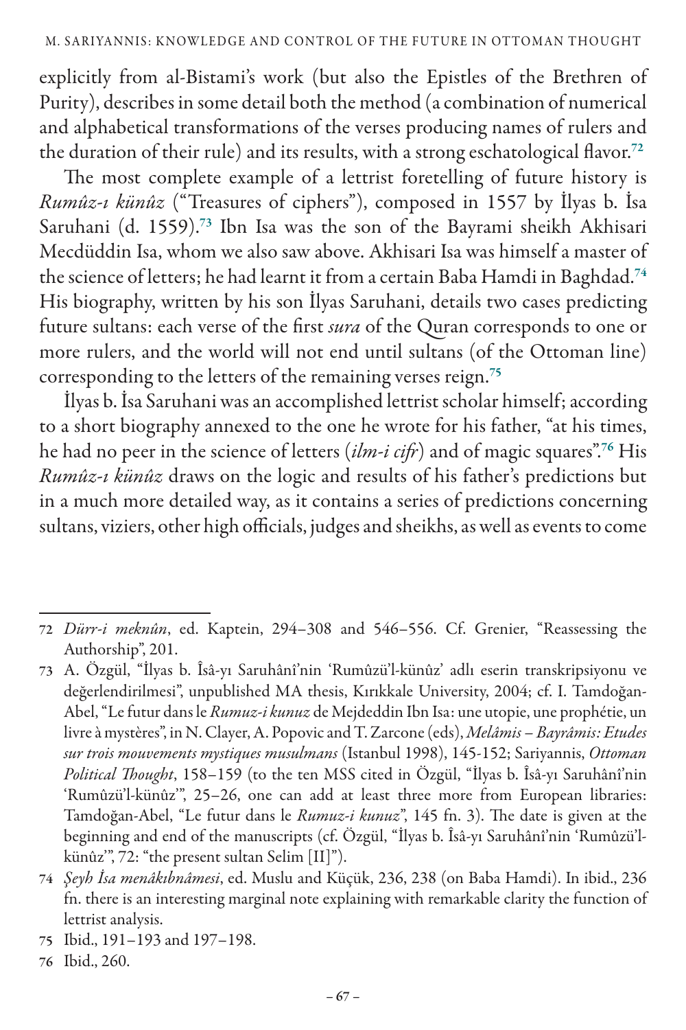explicitly from al-Bistami's work (but also the Epistles of the Brethren of Purity), describes in some detail both the method (a combination of numerical and alphabetical transformations of the verses producing names of rulers and the duration of their rule) and its results, with a strong eschatological flavor.[72]

The most complete example of a lettrist foretelling of future history is *Rumûz-ı künûz* ("Treasures of ciphers"), composed in 1557 by İlyas b. İsa Saruhani (d. 1559).[73] Ibn Isa was the son of the Bayrami sheikh Akhisari Mecdüddin Isa, whom we also saw above. Akhisari Isa was himself a master of the science of letters; he had learnt it from a certain Baba Hamdi in Baghdad.[74] His biography, written by his son İlyas Saruhani, details two cases predicting future sultans: each verse of the first *sura* of the Quran corresponds to one or more rulers, and the world will not end until sultans (of the Ottoman line) corresponding to the letters of the remaining verses reign.[75]

İlyas b. İsa Saruhani was an accomplished lettrist scholar himself; according to a short biography annexed to the one he wrote for his father, "at his times, he had no peer in the science of letters (*ilm-i cifr*) and of magic squares".[76] His *Rumûz-ı künûz* draws on the logic and results of his father's predictions but in a much more detailed way, as it contains a series of predictions concerning sultans, viziers, other high officials, judges and sheikhs, as well as events to come

---

72 *Dürr-i meknûn*, ed. Kaptein, 294–308 and 546–556. Cf. Grenier, "Reassessing the Authorship", 201.

73 A. Özgül, "İlyas b. Îsâ-yı Saruhânî'nin 'Rumûzü'l-künûz' adlı eserin transkripsiyonu ve değerlendirilmesi", unpublished MA thesis, Kırıkkale University, 2004; cf. I. Tamdoğan-Abel, "Le futur dans le *Rumuz-i kunuz* de Mejdeddin Ibn Isa: une utopie, une prophétie, un livre à mystères", in N. Clayer, A. Popovic and T. Zarcone (eds), *Melâmis – Bayrâmis: Etudes sur trois mouvements mystiques musulmans* (Istanbul 1998), 145-152; Sariyannis, *Ottoman Political Thought*, 158–159 (to the ten MSS cited in Özgül, "İlyas b. Îsâ-yı Saruhânî'nin 'Rumûzü'l-künûz'", 25–26, one can add at least three more from European libraries: Tamdoğan-Abel, "Le futur dans le *Rumuz-i kunuz*", 145 fn. 3). The date is given at the beginning and end of the manuscripts (cf. Özgül, "İlyas b. Îsâ-yı Saruhânî'nin 'Rumûzü'l-künûz'", 72: "the present sultan Selim [II]").

74 *Şeyh İsa menâkıbnâmesi*, ed. Muslu and Küçük, 236, 238 (on Baba Hamdi). In ibid., 236 fn. there is an interesting marginal note explaining with remarkable clarity the function of lettrist analysis.

75 Ibid., 191–193 and 197–198.

76 Ibid., 260.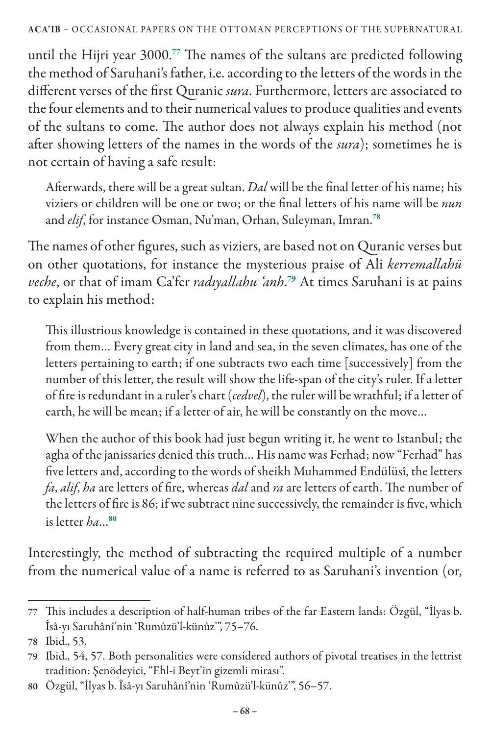until the Hijri year 3000.[77] The names of the sultans are predicted following the method of Saruhani's father, i.e. according to the letters of the words in the different verses of the first Quranic *sura*. Furthermore, letters are associated to the four elements and to their numerical values to produce qualities and events of the sultans to come. The author does not always explain his method (not after showing letters of the names in the words of the *sura*); sometimes he is not certain of having a safe result:

> Afterwards, there will be a great sultan. *Dal* will be the final letter of his name; his viziers or children will be one or two; or the final letters of his name will be *nun* and *elif*, for instance Osman, Nu'man, Orhan, Suleyman, Imran.[78]

The names of other figures, such as viziers, are based not on Quranic verses but on other quotations, for instance the mysterious praise of Ali *kerremallahü veche*, or that of imam Ca'fer *radıyallahu 'anh*.[79] At times Saruhani is at pains to explain his method:

> This illustrious knowledge is contained in these quotations, and it was discovered from them… Every great city in land and sea, in the seven climates, has one of the letters pertaining to earth; if one subtracts two each time [successively] from the number of this letter, the result will show the life-span of the city's ruler. If a letter of fire is redundant in a ruler's chart (*cedvel*), the ruler will be wrathful; if a letter of earth, he will be mean; if a letter of air, he will be constantly on the move…
>
> When the author of this book had just begun writing it, he went to Istanbul; the agha of the janissaries denied this truth… His name was Ferhad; now "Ferhad" has five letters and, according to the words of sheikh Muhammed Endülüsî, the letters *fa*, *alif*, *ha* are letters of fire, whereas *dal* and *ra* are letters of earth. The number of the letters of fire is 86; if we subtract nine successively, the remainder is five, which is letter *ha*…[80]

Interestingly, the method of subtracting the required multiple of a number from the numerical value of a name is referred to as Saruhani's invention (or,

---

77 This includes a description of half-human tribes of the far Eastern lands: Özgül, "İlyas b. Îsâ-yı Saruhânî'nin 'Rumûzü'l-künûz'", 75–76.

78 Ibid., 53.

79 Ibid., 54, 57. Both personalities were considered authors of pivotal treatises in the lettrist tradition: Şenödeyici, "Ehl-i Beyt'in gizemli mirası".

80 Özgül, "İlyas b. Îsâ-yı Saruhânî'nin 'Rumûzü'l-künûz'", 56–57.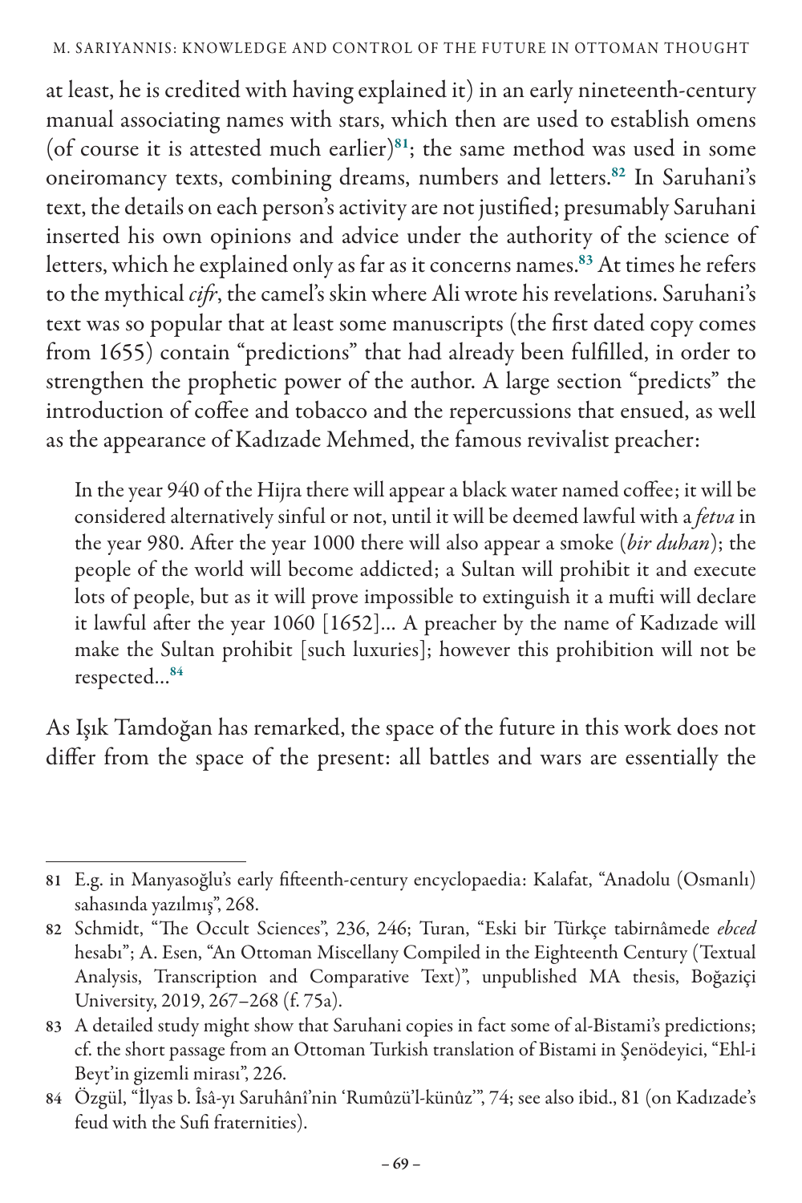at least, he is credited with having explained it) in an early nineteenth-century manual associating names with stars, which then are used to establish omens (of course it is attested much earlier)[81]; the same method was used in some oneiromancy texts, combining dreams, numbers and letters.[82] In Saruhani's text, the details on each person's activity are not justified; presumably Saruhani inserted his own opinions and advice under the authority of the science of letters, which he explained only as far as it concerns names.[83] At times he refers to the mythical *cifr*, the camel's skin where Ali wrote his revelations. Saruhani's text was so popular that at least some manuscripts (the first dated copy comes from 1655) contain "predictions" that had already been fulfilled, in order to strengthen the prophetic power of the author. A large section "predicts" the introduction of coffee and tobacco and the repercussions that ensued, as well as the appearance of Kadızade Mehmed, the famous revivalist preacher:

> In the year 940 of the Hijra there will appear a black water named coffee; it will be considered alternatively sinful or not, until it will be deemed lawful with a *fetva* in the year 980. After the year 1000 there will also appear a smoke (*bir duhan*); the people of the world will become addicted; a Sultan will prohibit it and execute lots of people, but as it will prove impossible to extinguish it a mufti will declare it lawful after the year 1060 [1652]... A preacher by the name of Kadızade will make the Sultan prohibit [such luxuries]; however this prohibition will not be respected...[84]

As Işık Tamdoğan has remarked, the space of the future in this work does not differ from the space of the present: all battles and wars are essentially the

---

81 E.g. in Manyasoğlu's early fifteenth-century encyclopaedia: Kalafat, "Anadolu (Osmanlı) sahasında yazılmış", 268.

82 Schmidt, "The Occult Sciences", 236, 246; Turan, "Eski bir Türkçe tabirnâmede *ebced* hesabı"; A. Esen, "An Ottoman Miscellany Compiled in the Eighteenth Century (Textual Analysis, Transcription and Comparative Text)", unpublished MA thesis, Boğaziçi University, 2019, 267–268 (f. 75a).

83 A detailed study might show that Saruhani copies in fact some of al-Bistami's predictions; cf. the short passage from an Ottoman Turkish translation of Bistami in Şenödeyici, "Ehl-i Beyt'in gizemli mirası", 226.

84 Özgül, "İlyas b. Îsâ-yı Saruhânî'nin 'Rumûzü'l-künûz'", 74; see also ibid., 81 (on Kadızade's feud with the Sufi fraternities).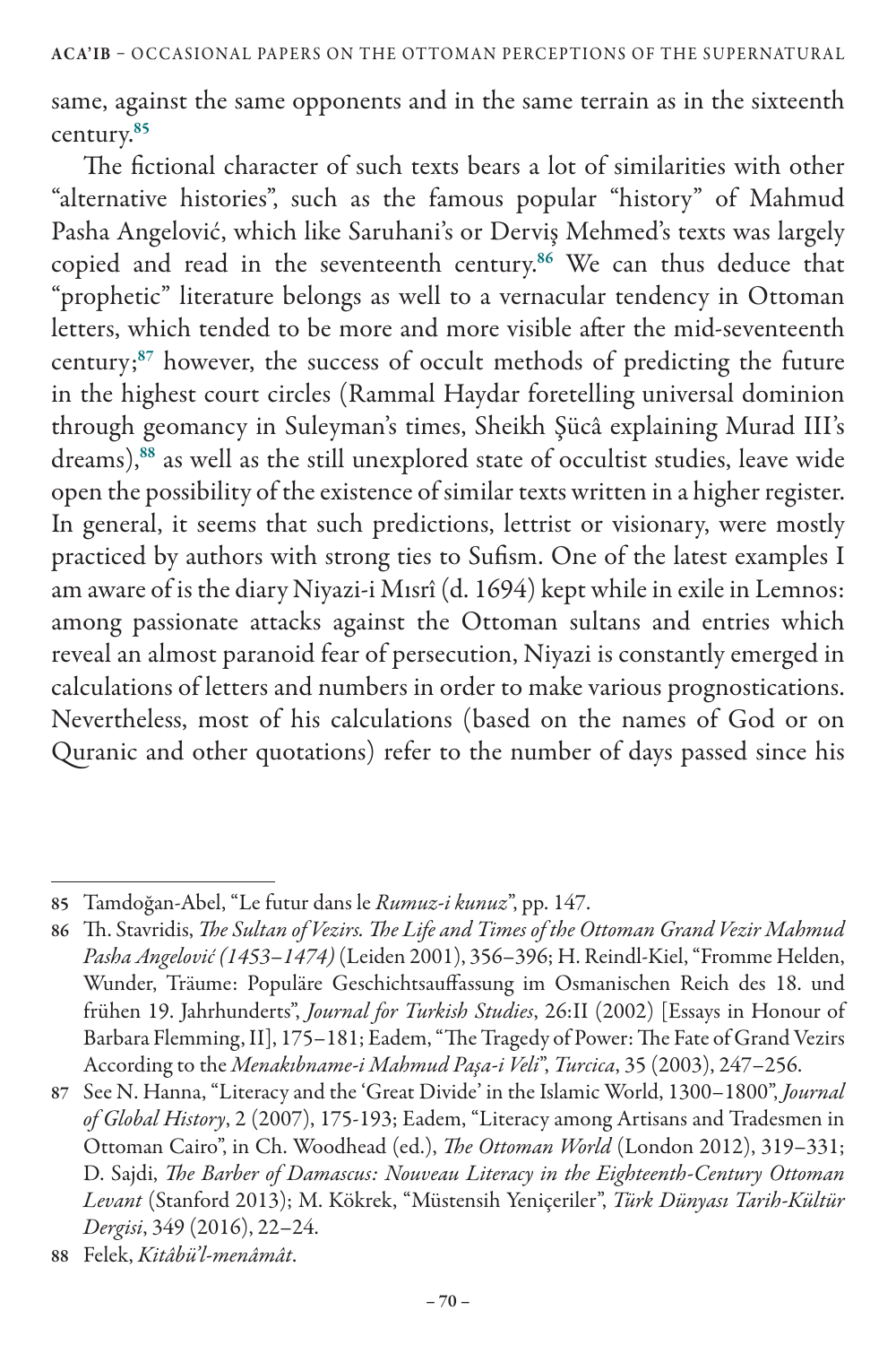same, against the same opponents and in the same terrain as in the sixteenth century.[85]

The fictional character of such texts bears a lot of similarities with other "alternative histories", such as the famous popular "history" of Mahmud Pasha Angelović, which like Saruhani's or Derviş Mehmed's texts was largely copied and read in the seventeenth century.[86] We can thus deduce that "prophetic" literature belongs as well to a vernacular tendency in Ottoman letters, which tended to be more and more visible after the mid-seventeenth century;[87] however, the success of occult methods of predicting the future in the highest court circles (Rammal Haydar foretelling universal dominion through geomancy in Suleyman's times, Sheikh Şücâ explaining Murad III's dreams),[88] as well as the still unexplored state of occultist studies, leave wide open the possibility of the existence of similar texts written in a higher register. In general, it seems that such predictions, lettrist or visionary, were mostly practiced by authors with strong ties to Sufism. One of the latest examples I am aware of is the diary Niyazi-i Mısrî (d. 1694) kept while in exile in Lemnos: among passionate attacks against the Ottoman sultans and entries which reveal an almost paranoid fear of persecution, Niyazi is constantly emerged in calculations of letters and numbers in order to make various prognostications. Nevertheless, most of his calculations (based on the names of God or on Quranic and other quotations) refer to the number of days passed since his

---

85 Tamdoğan-Abel, "Le futur dans le *Rumuz-i kunuz*", pp. 147.

86 Th. Stavridis, *The Sultan of Vezirs. The Life and Times of the Ottoman Grand Vezir Mahmud Pasha Angelović (1453–1474)* (Leiden 2001), 356–396; H. Reindl-Kiel, "Fromme Helden, Wunder, Träume: Populäre Geschichtsauffassung im Osmanischen Reich des 18. und frühen 19. Jahrhunderts", *Journal for Turkish Studies*, 26:II (2002) [Essays in Honour of Barbara Flemming, II], 175–181; Eadem, "The Tragedy of Power: The Fate of Grand Vezirs According to the *Menakıbname-i Mahmud Paşa-i Veli*", *Turcica*, 35 (2003), 247–256.

87 See N. Hanna, "Literacy and the 'Great Divide' in the Islamic World, 1300–1800", *Journal of Global History*, 2 (2007), 175-193; Eadem, "Literacy among Artisans and Tradesmen in Ottoman Cairo", in Ch. Woodhead (ed.), *The Ottoman World* (London 2012), 319–331; D. Sajdi, *The Barber of Damascus: Nouveau Literacy in the Eighteenth-Century Ottoman Levant* (Stanford 2013); M. Kökrek, "Müstensih Yeniçeriler", *Türk Dünyası Tarih-Kültür Dergisi*, 349 (2016), 22–24.

88 Felek, *Kitâbü'l-menâmât*.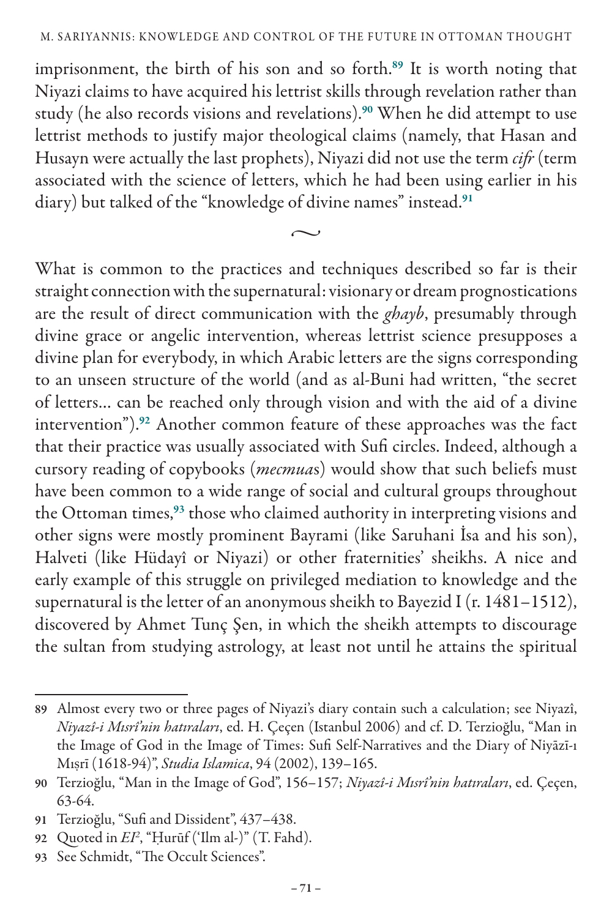imprisonment, the birth of his son and so forth.[89] It is worth noting that Niyazi claims to have acquired his lettrist skills through revelation rather than study (he also records visions and revelations).[90] When he did attempt to use lettrist methods to justify major theological claims (namely, that Hasan and Husayn were actually the last prophets), Niyazi did not use the term *cifr* (term associated with the science of letters, which he had been using earlier in his diary) but talked of the "knowledge of divine names" instead.[91]

~

What is common to the practices and techniques described so far is their straight connection with the supernatural: visionary or dream prognostications are the result of direct communication with the *ghayb*, presumably through divine grace or angelic intervention, whereas lettrist science presupposes a divine plan for everybody, in which Arabic letters are the signs corresponding to an unseen structure of the world (and as al-Buni had written, "the secret of letters... can be reached only through vision and with the aid of a divine intervention").[92] Another common feature of these approaches was the fact that their practice was usually associated with Sufi circles. Indeed, although a cursory reading of copybooks (*mecmua*s) would show that such beliefs must have been common to a wide range of social and cultural groups throughout the Ottoman times,[93] those who claimed authority in interpreting visions and other signs were mostly prominent Bayrami (like Saruhani İsa and his son), Halveti (like Hüdayî or Niyazi) or other fraternities' sheikhs. A nice and early example of this struggle on privileged mediation to knowledge and the supernatural is the letter of an anonymous sheikh to Bayezid I (r. 1481–1512), discovered by Ahmet Tunç Şen, in which the sheikh attempts to discourage the sultan from studying astrology, at least not until he attains the spiritual

---

89 Almost every two or three pages of Niyazi's diary contain such a calculation; see Niyazî, *Niyazî-i Mısrî'nin hatıraları*, ed. H. Çeçen (Istanbul 2006) and cf. D. Terzioğlu, "Man in the Image of God in the Image of Times: Sufi Self-Narratives and the Diary of Niyāzī-ı Mıṣrī (1618-94)", *Studia Islamica*, 94 (2002), 139–165.

90 Terzioğlu, "Man in the Image of God", 156–157; *Niyazî-i Mısrî'nin hatıraları*, ed. Çeçen, 63-64.

91 Terzioğlu, "Sufi and Dissident", 437–438.

92 Quoted in *EI*², "Ḥurūf ('Ilm al-)" (T. Fahd).

93 See Schmidt, "The Occult Sciences".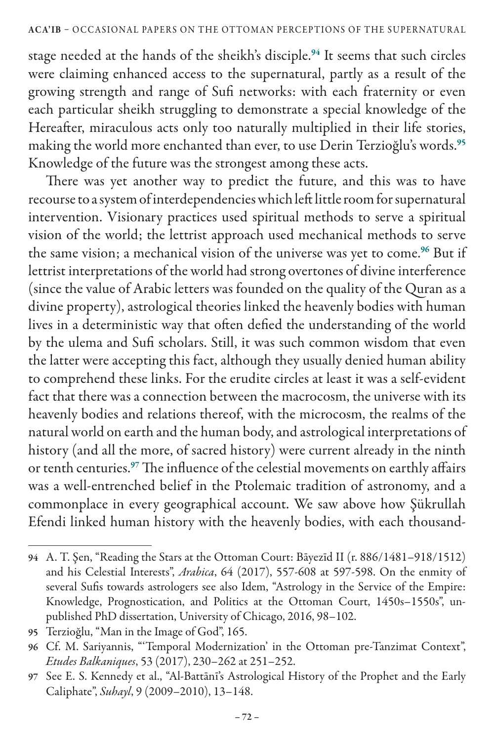stage needed at the hands of the sheikh's disciple.[94] It seems that such circles were claiming enhanced access to the supernatural, partly as a result of the growing strength and range of Sufi networks: with each fraternity or even each particular sheikh struggling to demonstrate a special knowledge of the Hereafter, miraculous acts only too naturally multiplied in their life stories, making the world more enchanted than ever, to use Derin Terzioğlu's words.[95] Knowledge of the future was the strongest among these acts.

There was yet another way to predict the future, and this was to have recourse to a system of interdependencies which left little room for supernatural intervention. Visionary practices used spiritual methods to serve a spiritual vision of the world; the lettrist approach used mechanical methods to serve the same vision; a mechanical vision of the universe was yet to come.[96] But if lettrist interpretations of the world had strong overtones of divine interference (since the value of Arabic letters was founded on the quality of the Quran as a divine property), astrological theories linked the heavenly bodies with human lives in a deterministic way that often defied the understanding of the world by the ulema and Sufi scholars. Still, it was such common wisdom that even the latter were accepting this fact, although they usually denied human ability to comprehend these links. For the erudite circles at least it was a self-evident fact that there was a connection between the macrocosm, the universe with its heavenly bodies and relations thereof, with the microcosm, the realms of the natural world on earth and the human body, and astrological interpretations of history (and all the more, of sacred history) were current already in the ninth or tenth centuries.[97] The influence of the celestial movements on earthly affairs was a well-entrenched belief in the Ptolemaic tradition of astronomy, and a commonplace in every geographical account. We saw above how Şükrullah Efendi linked human history with the heavenly bodies, with each thousand-

---

94 A. T. Şen, "Reading the Stars at the Ottoman Court: Bāyezīd II (r. 886/1481–918/1512) and his Celestial Interests", *Arabica*, 64 (2017), 557-608 at 597-598. On the enmity of several Sufis towards astrologers see also Idem, "Astrology in the Service of the Empire: Knowledge, Prognostication, and Politics at the Ottoman Court, 1450s–1550s", unpublished PhD dissertation, University of Chicago, 2016, 98–102.

95 Terzioğlu, "Man in the Image of God", 165.

96 Cf. M. Sariyannis, "'Temporal Modernization' in the Ottoman pre-Tanzimat Context", *Etudes Balkaniques*, 53 (2017), 230–262 at 251–252.

97 See E. S. Kennedy et al., "Al-Battānī's Astrological History of the Prophet and the Early Caliphate", *Suhayl*, 9 (2009–2010), 13–148.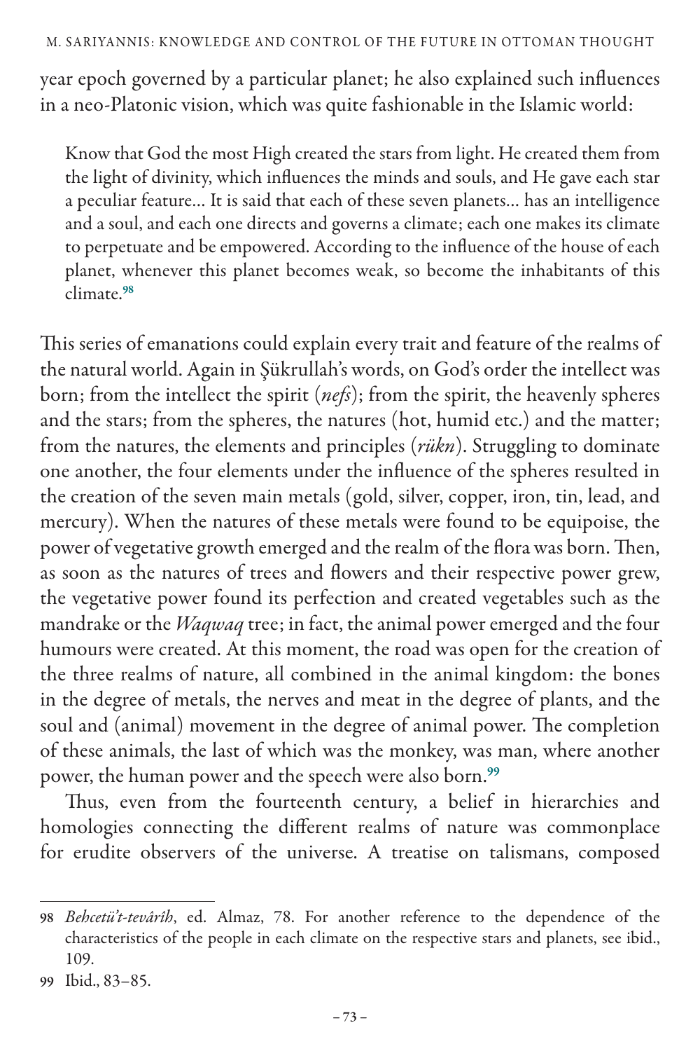year epoch governed by a particular planet; he also explained such influences in a neo-Platonic vision, which was quite fashionable in the Islamic world:

> Know that God the most High created the stars from light. He created them from the light of divinity, which influences the minds and souls, and He gave each star a peculiar feature… It is said that each of these seven planets… has an intelligence and a soul, and each one directs and governs a climate; each one makes its climate to perpetuate and be empowered. According to the influence of the house of each planet, whenever this planet becomes weak, so become the inhabitants of this climate.[98]

This series of emanations could explain every trait and feature of the realms of the natural world. Again in Şükrullah's words, on God's order the intellect was born; from the intellect the spirit (*nefs*); from the spirit, the heavenly spheres and the stars; from the spheres, the natures (hot, humid etc.) and the matter; from the natures, the elements and principles (*rükn*). Struggling to dominate one another, the four elements under the influence of the spheres resulted in the creation of the seven main metals (gold, silver, copper, iron, tin, lead, and mercury). When the natures of these metals were found to be equipoise, the power of vegetative growth emerged and the realm of the flora was born. Then, as soon as the natures of trees and flowers and their respective power grew, the vegetative power found its perfection and created vegetables such as the mandrake or the *Waqwaq* tree; in fact, the animal power emerged and the four humours were created. At this moment, the road was open for the creation of the three realms of nature, all combined in the animal kingdom: the bones in the degree of metals, the nerves and meat in the degree of plants, and the soul and (animal) movement in the degree of animal power. The completion of these animals, the last of which was the monkey, was man, where another power, the human power and the speech were also born.[99]

Thus, even from the fourteenth century, a belief in hierarchies and homologies connecting the different realms of nature was commonplace for erudite observers of the universe. A treatise on talismans, composed

---

98 *Behcetü't-tevârîh*, ed. Almaz, 78. For another reference to the dependence of the characteristics of the people in each climate on the respective stars and planets, see ibid., 109.

99 Ibid., 83–85.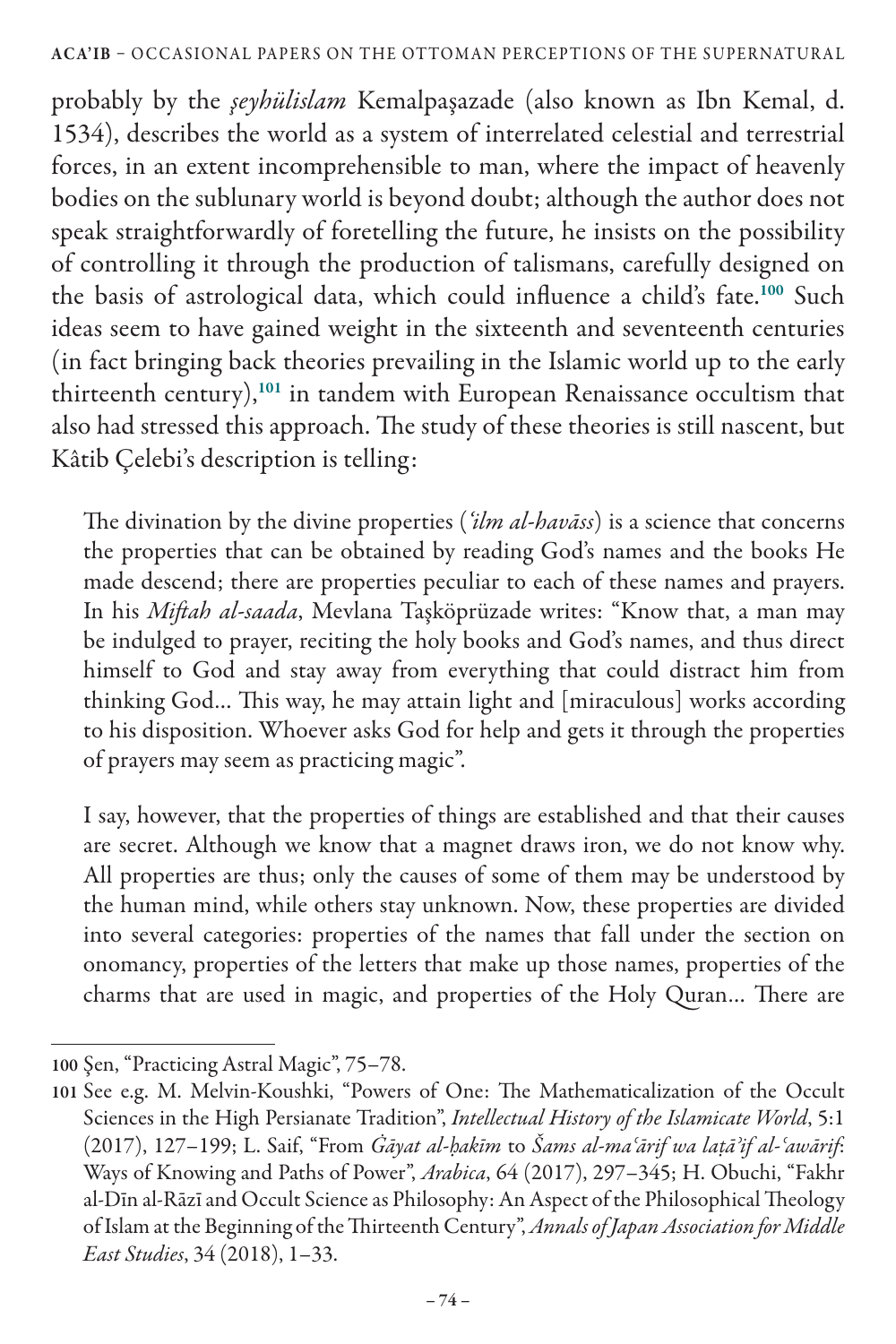probably by the *şeyhülislam* Kemalpaşazade (also known as Ibn Kemal, d. 1534), describes the world as a system of interrelated celestial and terrestrial forces, in an extent incomprehensible to man, where the impact of heavenly bodies on the sublunary world is beyond doubt; although the author does not speak straightforwardly of foretelling the future, he insists on the possibility of controlling it through the production of talismans, carefully designed on the basis of astrological data, which could influence a child's fate.[100] Such ideas seem to have gained weight in the sixteenth and seventeenth centuries (in fact bringing back theories prevailing in the Islamic world up to the early thirteenth century),[101] in tandem with European Renaissance occultism that also had stressed this approach. The study of these theories is still nascent, but Kâtib Çelebi's description is telling:

> The divination by the divine properties (*ʿilm al-havāss*) is a science that concerns the properties that can be obtained by reading God's names and the books He made descend; there are properties peculiar to each of these names and prayers. In his *Miftah al-saada*, Mevlana Taşköprüzade writes: "Know that, a man may be indulged to prayer, reciting the holy books and God's names, and thus direct himself to God and stay away from everything that could distract him from thinking God... This way, he may attain light and [miraculous] works according to his disposition. Whoever asks God for help and gets it through the properties of prayers may seem as practicing magic".
>
> I say, however, that the properties of things are established and that their causes are secret. Although we know that a magnet draws iron, we do not know why. All properties are thus; only the causes of some of them may be understood by the human mind, while others stay unknown. Now, these properties are divided into several categories: properties of the names that fall under the section on onomancy, properties of the letters that make up those names, properties of the charms that are used in magic, and properties of the Holy Quran... There are

---

100 Şen, "Practicing Astral Magic", 75–78.

101 See e.g. M. Melvin-Koushki, "Powers of One: The Mathematicalization of the Occult Sciences in the High Persianate Tradition", *Intellectual History of the Islamicate World*, 5:1 (2017), 127–199; L. Saif, "From *Ġāyat al-ḥakīm* to *Šams al-maʿārif wa laṭāʾif al-ʿawārif*: Ways of Knowing and Paths of Power", *Arabica*, 64 (2017), 297–345; H. Obuchi, "Fakhr al-Dīn al-Rāzī and Occult Science as Philosophy: An Aspect of the Philosophical Theology of Islam at the Beginning of the Thirteenth Century", *Annals of Japan Association for Middle East Studies*, 34 (2018), 1–33.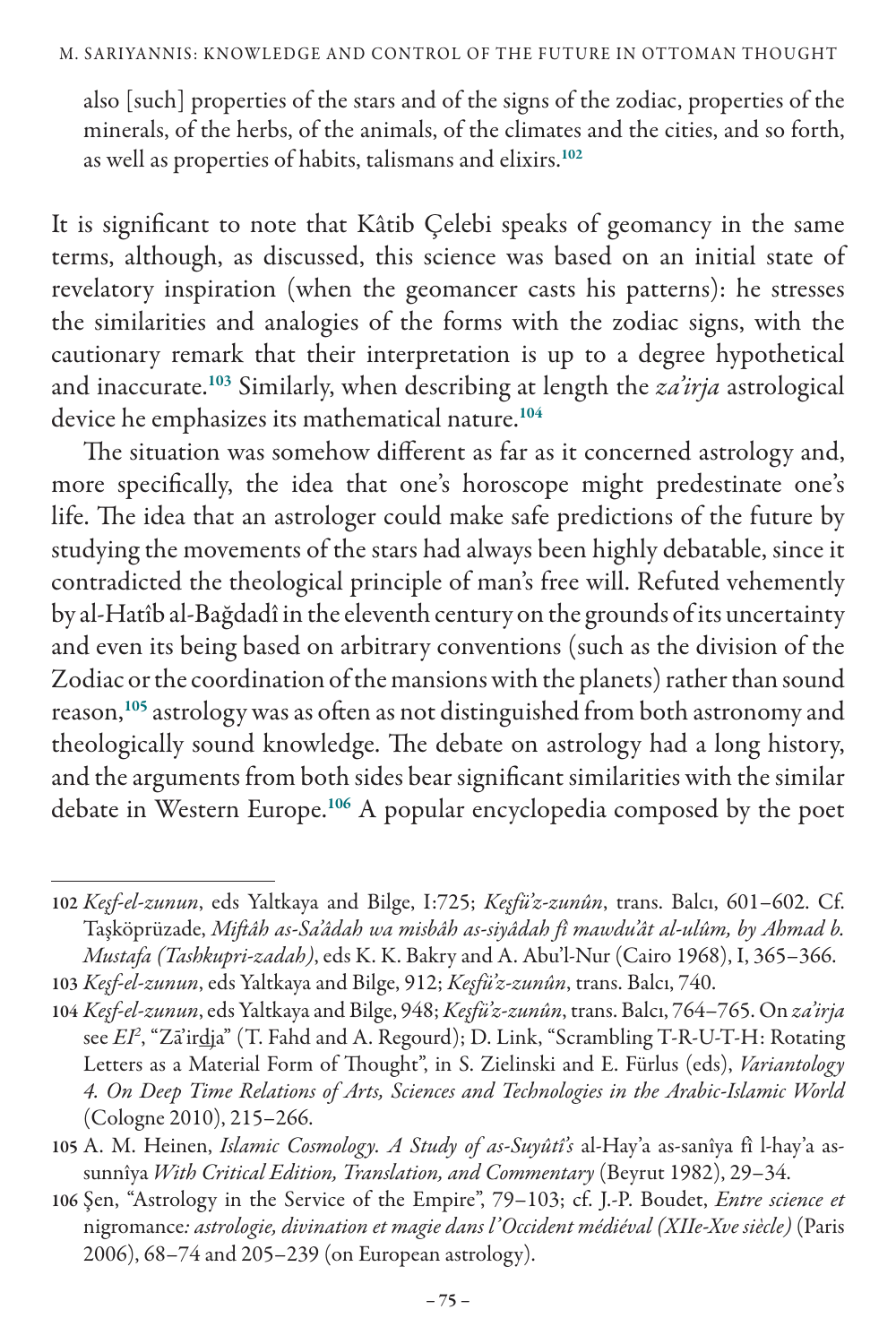also [such] properties of the stars and of the signs of the zodiac, properties of the minerals, of the herbs, of the animals, of the climates and the cities, and so forth, as well as properties of habits, talismans and elixirs.[102]

It is significant to note that Kâtib Çelebi speaks of geomancy in the same terms, although, as discussed, this science was based on an initial state of revelatory inspiration (when the geomancer casts his patterns): he stresses the similarities and analogies of the forms with the zodiac signs, with the cautionary remark that their interpretation is up to a degree hypothetical and inaccurate.[103] Similarly, when describing at length the *za'irja* astrological device he emphasizes its mathematical nature.[104]

The situation was somehow different as far as it concerned astrology and, more specifically, the idea that one's horoscope might predestinate one's life. The idea that an astrologer could make safe predictions of the future by studying the movements of the stars had always been highly debatable, since it contradicted the theological principle of man's free will. Refuted vehemently by al-Hatîb al-Bağdadî in the eleventh century on the grounds of its uncertainty and even its being based on arbitrary conventions (such as the division of the Zodiac or the coordination of the mansions with the planets) rather than sound reason,[105] astrology was as often as not distinguished from both astronomy and theologically sound knowledge. The debate on astrology had a long history, and the arguments from both sides bear significant similarities with the similar debate in Western Europe.[106] A popular encyclopedia composed by the poet

---

102 *Keşf-el-zunun*, eds Yaltkaya and Bilge, I:725; *Keşfü'z-zunûn*, trans. Balcı, 601–602. Cf. Taşköprüzade, *Miftâh as-Sa'âdah wa misbâh as-siyâdah fî mawdu'ât al-ulûm, by Ahmad b. Mustafa (Tashkupri-zadah)*, eds K. K. Bakry and A. Abu'l-Nur (Cairo 1968), I, 365–366.

103 *Keşf-el-zunun*, eds Yaltkaya and Bilge, 912; *Keşfü'z-zunûn*, trans. Balcı, 740.

104 *Keşf-el-zunun*, eds Yaltkaya and Bilge, 948; *Keşfü'z-zunûn*, trans. Balcı, 764–765. On *za'irja* see *EI*[2], "Zā'ird̲j̲a" (T. Fahd and A. Regourd); D. Link, "Scrambling T-R-U-T-H: Rotating Letters as a Material Form of Thought", in S. Zielinski and E. Fürlus (eds), *Variantology 4. On Deep Time Relations of Arts, Sciences and Technologies in the Arabic-Islamic World* (Cologne 2010), 215–266.

105 A. M. Heinen, *Islamic Cosmology. A Study of as-Suyûtî's* al-Hay'a as-sanîya fî l-hay'a as-sunnîya *With Critical Edition, Translation, and Commentary* (Beyrut 1982), 29–34.

106 Şen, "Astrology in the Service of the Empire", 79–103; cf. J.-P. Boudet, *Entre science et* nigromance*: astrologie, divination et magie dans l'Occident médiéval (XIIe-Xve siècle)* (Paris 2006), 68–74 and 205–239 (on European astrology).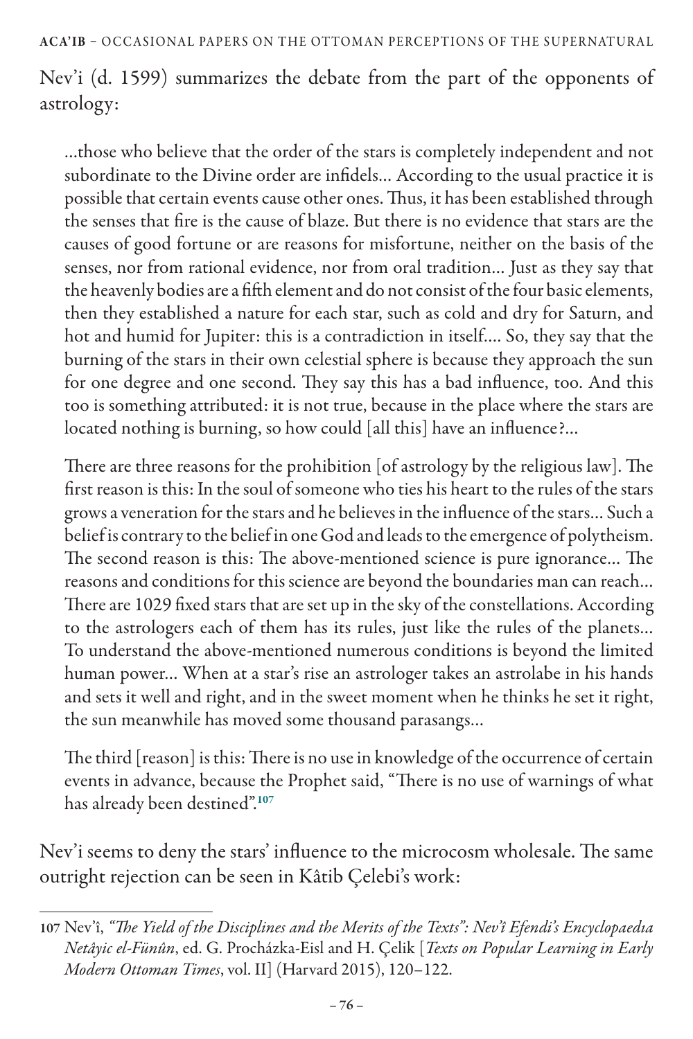Nev'i (d. 1599) summarizes the debate from the part of the opponents of astrology:

> ...those who believe that the order of the stars is completely independent and not subordinate to the Divine order are infidels... According to the usual practice it is possible that certain events cause other ones. Thus, it has been established through the senses that fire is the cause of blaze. But there is no evidence that stars are the causes of good fortune or are reasons for misfortune, neither on the basis of the senses, nor from rational evidence, nor from oral tradition... Just as they say that the heavenly bodies are a fifth element and do not consist of the four basic elements, then they established a nature for each star, such as cold and dry for Saturn, and hot and humid for Jupiter: this is a contradiction in itself.... So, they say that the burning of the stars in their own celestial sphere is because they approach the sun for one degree and one second. They say this has a bad influence, too. And this too is something attributed: it is not true, because in the place where the stars are located nothing is burning, so how could [all this] have an influence?...
>
> There are three reasons for the prohibition [of astrology by the religious law]. The first reason is this: In the soul of someone who ties his heart to the rules of the stars grows a veneration for the stars and he believes in the influence of the stars... Such a belief is contrary to the belief in one God and leads to the emergence of polytheism. The second reason is this: The above-mentioned science is pure ignorance... The reasons and conditions for this science are beyond the boundaries man can reach... There are 1029 fixed stars that are set up in the sky of the constellations. According to the astrologers each of them has its rules, just like the rules of the planets... To understand the above-mentioned numerous conditions is beyond the limited human power... When at a star's rise an astrologer takes an astrolabe in his hands and sets it well and right, and in the sweet moment when he thinks he set it right, the sun meanwhile has moved some thousand parasangs...
>
> The third [reason] is this: There is no use in knowledge of the occurrence of certain events in advance, because the Prophet said, "There is no use of warnings of what has already been destined".[107]

Nev'i seems to deny the stars' influence to the microcosm wholesale. The same outright rejection can be seen in Kâtib Çelebi's work:

---

107 Nev'î, *"The Yield of the Disciplines and the Merits of the Texts": Nev'î Efendi's Encyclopaedıa Netâyic el-Fünûn*, ed. G. Procházka-Eisl and H. Çelik [*Texts on Popular Learning in Early Modern Ottoman Times*, vol. II] (Harvard 2015), 120–122.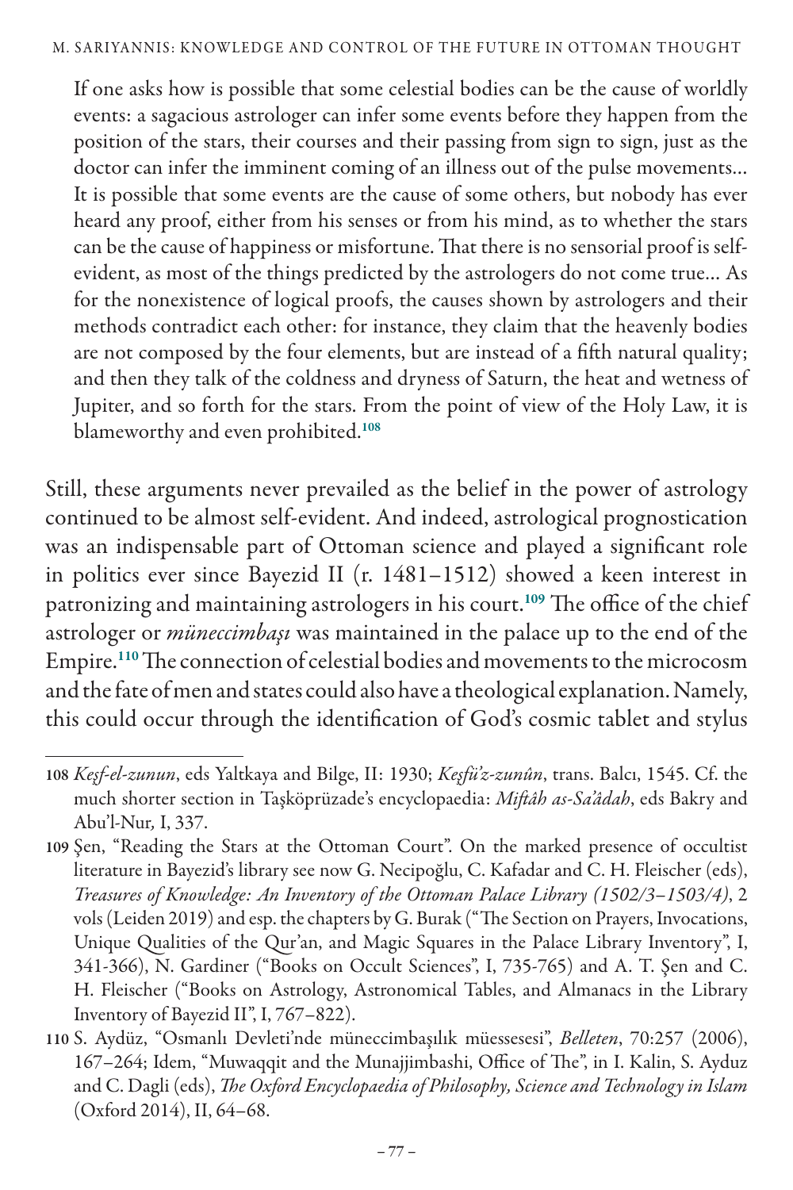> If one asks how is possible that some celestial bodies can be the cause of worldly events: a sagacious astrologer can infer some events before they happen from the position of the stars, their courses and their passing from sign to sign, just as the doctor can infer the imminent coming of an illness out of the pulse movements... It is possible that some events are the cause of some others, but nobody has ever heard any proof, either from his senses or from his mind, as to whether the stars can be the cause of happiness or misfortune. That there is no sensorial proof is self-evident, as most of the things predicted by the astrologers do not come true... As for the nonexistence of logical proofs, the causes shown by astrologers and their methods contradict each other: for instance, they claim that the heavenly bodies are not composed by the four elements, but are instead of a fifth natural quality; and then they talk of the coldness and dryness of Saturn, the heat and wetness of Jupiter, and so forth for the stars. From the point of view of the Holy Law, it is blameworthy and even prohibited.[108]

Still, these arguments never prevailed as the belief in the power of astrology continued to be almost self-evident. And indeed, astrological prognostication was an indispensable part of Ottoman science and played a significant role in politics ever since Bayezid II (r. 1481–1512) showed a keen interest in patronizing and maintaining astrologers in his court.[109] The office of the chief astrologer or *müneccimbaşı* was maintained in the palace up to the end of the Empire.[110] The connection of celestial bodies and movements to the microcosm and the fate of men and states could also have a theological explanation. Namely, this could occur through the identification of God's cosmic tablet and stylus

---

108 *Keşf-el-zunun*, eds Yaltkaya and Bilge, II: 1930; *Keşfü'z-zunûn*, trans. Balcı, 1545. Cf. the much shorter section in Taşköprüzade's encyclopaedia: *Miftâh as-Sa'âdah*, eds Bakry and Abu'l-Nur, I, 337.

109 Şen, "Reading the Stars at the Ottoman Court". On the marked presence of occultist literature in Bayezid's library see now G. Necipoğlu, C. Kafadar and C. H. Fleischer (eds), *Treasures of Knowledge: An Inventory of the Ottoman Palace Library (1502/3–1503/4)*, 2 vols (Leiden 2019) and esp. the chapters by G. Burak ("The Section on Prayers, Invocations, Unique Qualities of the Qur'an, and Magic Squares in the Palace Library Inventory", I, 341-366), N. Gardiner ("Books on Occult Sciences", I, 735-765) and A. T. Şen and C. H. Fleischer ("Books on Astrology, Astronomical Tables, and Almanacs in the Library Inventory of Bayezid II", I, 767–822).

110 S. Aydüz, "Osmanlı Devleti'nde müneccimbaşılık müessesesi", *Belleten*, 70:257 (2006), 167–264; Idem, "Muwaqqit and the Munajjimbashi, Office of The", in I. Kalin, S. Ayduz and C. Dagli (eds), *The Oxford Encyclopaedia of Philosophy, Science and Technology in Islam* (Oxford 2014), II, 64–68.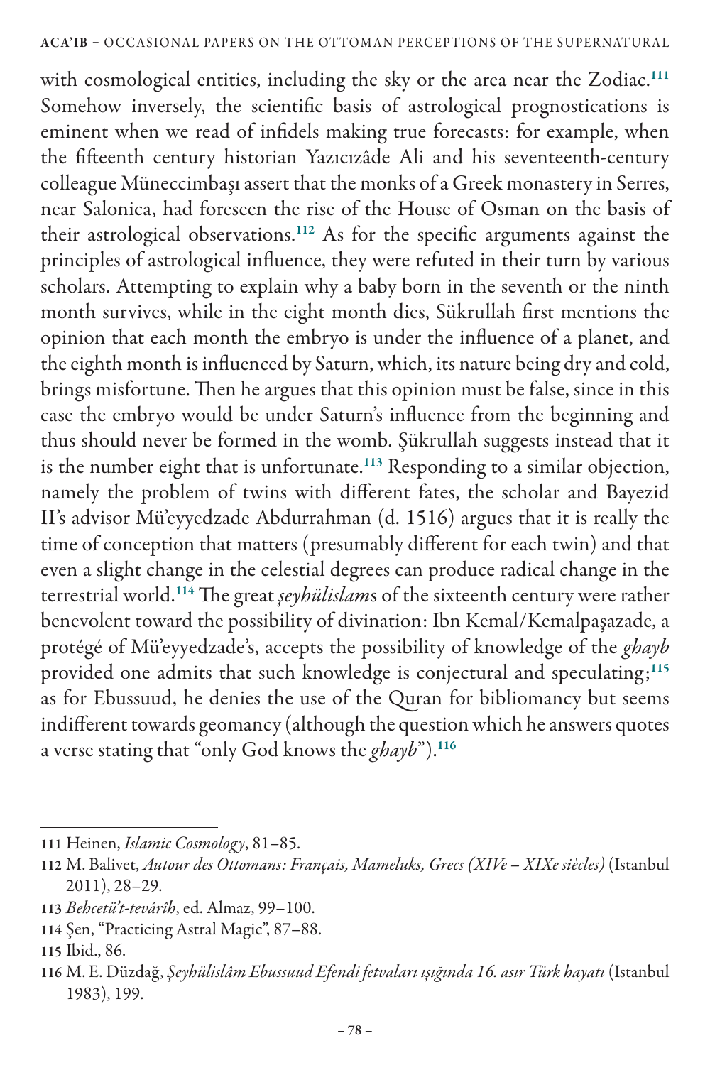with cosmological entities, including the sky or the area near the Zodiac.[111] Somehow inversely, the scientific basis of astrological prognostications is eminent when we read of infidels making true forecasts: for example, when the fifteenth century historian Yazıcızâde Ali and his seventeenth-century colleague Müneccimbaşı assert that the monks of a Greek monastery in Serres, near Salonica, had foreseen the rise of the House of Osman on the basis of their astrological observations.[112] As for the specific arguments against the principles of astrological influence, they were refuted in their turn by various scholars. Attempting to explain why a baby born in the seventh or the ninth month survives, while in the eight month dies, Sükrullah first mentions the opinion that each month the embryo is under the influence of a planet, and the eighth month is influenced by Saturn, which, its nature being dry and cold, brings misfortune. Then he argues that this opinion must be false, since in this case the embryo would be under Saturn's influence from the beginning and thus should never be formed in the womb. Şükrullah suggests instead that it is the number eight that is unfortunate.[113] Responding to a similar objection, namely the problem of twins with different fates, the scholar and Bayezid II's advisor Mü'eyyedzade Abdurrahman (d. 1516) argues that it is really the time of conception that matters (presumably different for each twin) and that even a slight change in the celestial degrees can produce radical change in the terrestrial world.[114] The great *şeyhülislam*s of the sixteenth century were rather benevolent toward the possibility of divination: Ibn Kemal/Kemalpaşazade, a protégé of Mü'eyyedzade's, accepts the possibility of knowledge of the *ghayb* provided one admits that such knowledge is conjectural and speculating;[115] as for Ebussuud, he denies the use of the Quran for bibliomancy but seems indifferent towards geomancy (although the question which he answers quotes a verse stating that "only God knows the *ghayb*").[116]

---

111 Heinen, *Islamic Cosmology*, 81–85.

112 M. Balivet, *Autour des Ottomans: Français, Mameluks, Grecs (XIVe – XIXe siècles)* (Istanbul 2011), 28–29.

113 *Behcetü't-tevârîh*, ed. Almaz, 99–100.

114 Şen, "Practicing Astral Magic", 87–88.

115 Ibid., 86.

116 M. E. Düzdağ, *Şeyhülislâm Ebussuud Efendi fetvaları ışığında 16. asır Türk hayatı* (Istanbul 1983), 199.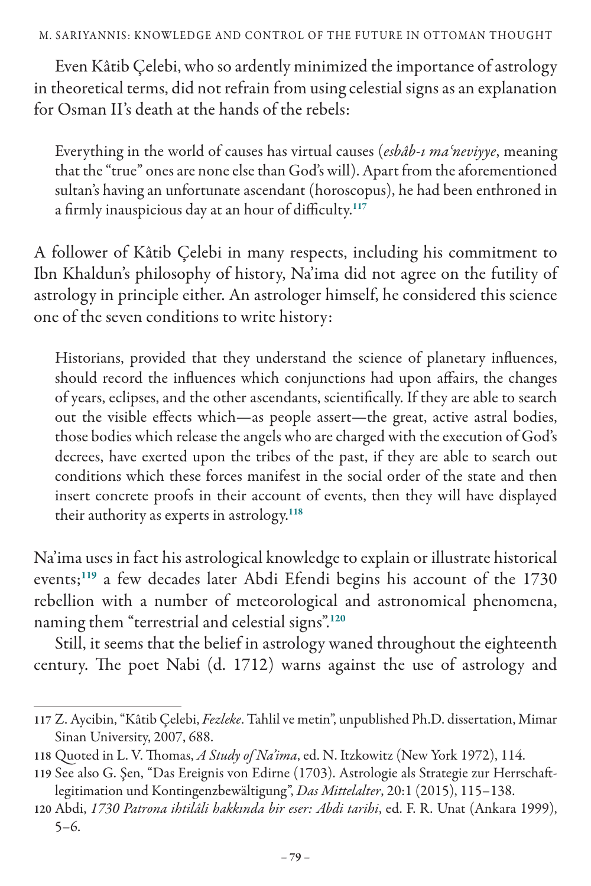Even Kâtib Çelebi, who so ardently minimized the importance of astrology in theoretical terms, did not refrain from using celestial signs as an explanation for Osman II's death at the hands of the rebels:

> Everything in the world of causes has virtual causes (*esbâb-ı maʿneviyye*, meaning that the "true" ones are none else than God's will). Apart from the aforementioned sultan's having an unfortunate ascendant (horoscopus), he had been enthroned in a firmly inauspicious day at an hour of difficulty.[117]

A follower of Kâtib Çelebi in many respects, including his commitment to Ibn Khaldun's philosophy of history, Na'ima did not agree on the futility of astrology in principle either. An astrologer himself, he considered this science one of the seven conditions to write history:

> Historians, provided that they understand the science of planetary influences, should record the influences which conjunctions had upon affairs, the changes of years, eclipses, and the other ascendants, scientifically. If they are able to search out the visible effects which—as people assert—the great, active astral bodies, those bodies which release the angels who are charged with the execution of God's decrees, have exerted upon the tribes of the past, if they are able to search out conditions which these forces manifest in the social order of the state and then insert concrete proofs in their account of events, then they will have displayed their authority as experts in astrology.[118]

Na'ima uses in fact his astrological knowledge to explain or illustrate historical events;[119] a few decades later Abdi Efendi begins his account of the 1730 rebellion with a number of meteorological and astronomical phenomena, naming them "terrestrial and celestial signs".[120]

Still, it seems that the belief in astrology waned throughout the eighteenth century. The poet Nabi (d. 1712) warns against the use of astrology and

---

117 Z. Aycibin, "Kâtib Çelebi, *Fezleke*. Tahlil ve metin", unpublished Ph.D. dissertation, Mimar Sinan University, 2007, 688.

118 Quoted in L. V. Thomas, *A Study of Na'ima*, ed. N. Itzkowitz (New York 1972), 114.

119 See also G. Şen, "Das Ereignis von Edirne (1703). Astrologie als Strategie zur Herrschaftlegitimation und Kontingenzbewältigung", *Das Mittelalter*, 20:1 (2015), 115–138.

120 Abdi, *1730 Patrona ihtilâli hakkında bir eser: Abdi tarihi*, ed. F. R. Unat (Ankara 1999), 5–6.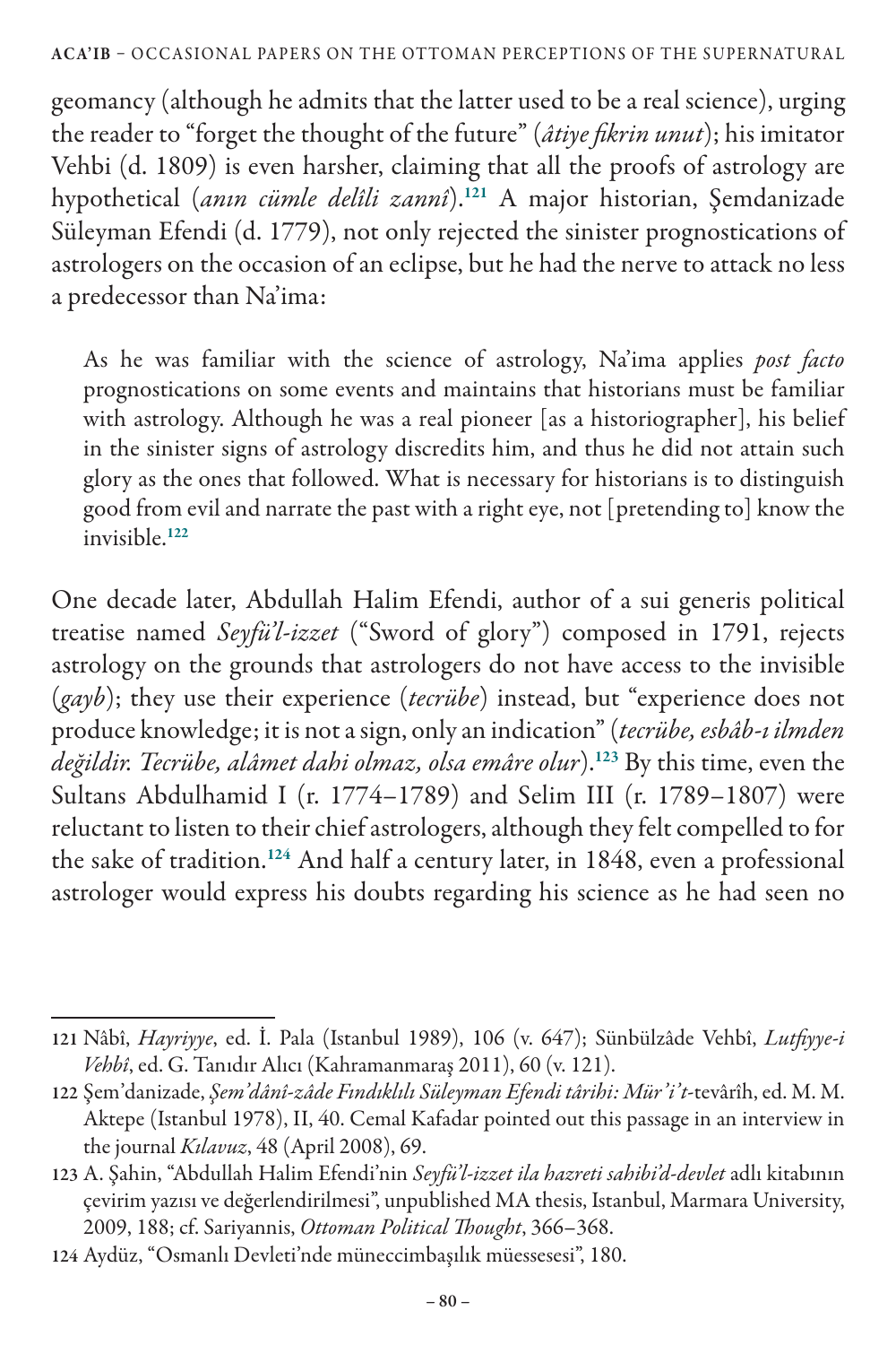geomancy (although he admits that the latter used to be a real science), urging the reader to "forget the thought of the future" (*âtiye fikrin unut*); his imitator Vehbi (d. 1809) is even harsher, claiming that all the proofs of astrology are hypothetical (*anın cümle delîli zannî*).[121] A major historian, Şemdanizade Süleyman Efendi (d. 1779), not only rejected the sinister prognostications of astrologers on the occasion of an eclipse, but he had the nerve to attack no less a predecessor than Na'ima:

> As he was familiar with the science of astrology, Na'ima applies *post facto* prognostications on some events and maintains that historians must be familiar with astrology. Although he was a real pioneer [as a historiographer], his belief in the sinister signs of astrology discredits him, and thus he did not attain such glory as the ones that followed. What is necessary for historians is to distinguish good from evil and narrate the past with a right eye, not [pretending to] know the invisible.[122]

One decade later, Abdullah Halim Efendi, author of a sui generis political treatise named *Seyfü'l-izzet* ("Sword of glory") composed in 1791, rejects astrology on the grounds that astrologers do not have access to the invisible (*gayb*); they use their experience (*tecrübe*) instead, but "experience does not produce knowledge; it is not a sign, only an indication" (*tecrübe, esbâb-ı ilmden değildir. Tecrübe, alâmet dahi olmaz, olsa emâre olur*).[123] By this time, even the Sultans Abdulhamid I (r. 1774–1789) and Selim III (r. 1789–1807) were reluctant to listen to their chief astrologers, although they felt compelled to for the sake of tradition.[124] And half a century later, in 1848, even a professional astrologer would express his doubts regarding his science as he had seen no

---

121 Nâbî, *Hayriyye*, ed. İ. Pala (Istanbul 1989), 106 (v. 647); Sünbülzâde Vehbî, *Lutfiyye-i Vehbî*, ed. G. Tanıdır Alıcı (Kahramanmaraş 2011), 60 (v. 121).

122 Şem'danizade, *Şem'dânî-zâde Fındıklılı Süleyman Efendi târihi: Mür'i't*-tevârîh, ed. M. M. Aktepe (Istanbul 1978), II, 40. Cemal Kafadar pointed out this passage in an interview in the journal *Kılavuz*, 48 (April 2008), 69.

123 A. Şahin, "Abdullah Halim Efendi'nin *Seyfü'l-izzet ila hazreti sahibi'd-devlet* adlı kitabının çevirim yazısı ve değerlendirilmesi", unpublished MA thesis, Istanbul, Marmara University, 2009, 188; cf. Sariyannis, *Ottoman Political Thought*, 366–368.

124 Aydüz, "Osmanlı Devleti'nde müneccimbaşılık müessesesi", 180.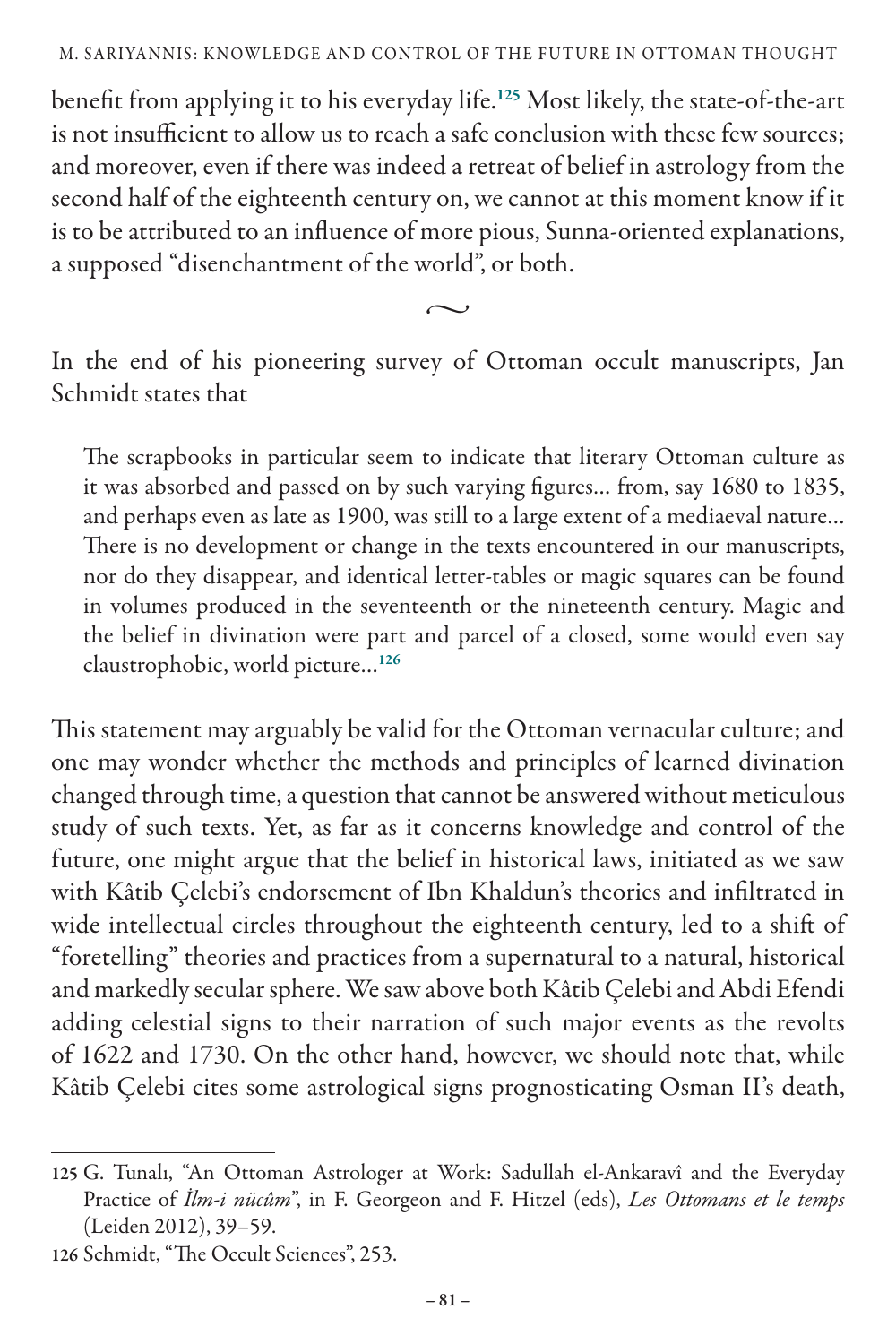benefit from applying it to his everyday life.[125] Most likely, the state-of-the-art is not insufficient to allow us to reach a safe conclusion with these few sources; and moreover, even if there was indeed a retreat of belief in astrology from the second half of the eighteenth century on, we cannot at this moment know if it is to be attributed to an influence of more pious, Sunna-oriented explanations, a supposed "disenchantment of the world", or both.

~

In the end of his pioneering survey of Ottoman occult manuscripts, Jan Schmidt states that

> The scrapbooks in particular seem to indicate that literary Ottoman culture as it was absorbed and passed on by such varying figures... from, say 1680 to 1835, and perhaps even as late as 1900, was still to a large extent of a mediaeval nature... There is no development or change in the texts encountered in our manuscripts, nor do they disappear, and identical letter-tables or magic squares can be found in volumes produced in the seventeenth or the nineteenth century. Magic and the belief in divination were part and parcel of a closed, some would even say claustrophobic, world picture...[126]

This statement may arguably be valid for the Ottoman vernacular culture; and one may wonder whether the methods and principles of learned divination changed through time, a question that cannot be answered without meticulous study of such texts. Yet, as far as it concerns knowledge and control of the future, one might argue that the belief in historical laws, initiated as we saw with Kâtib Çelebi's endorsement of Ibn Khaldun's theories and infiltrated in wide intellectual circles throughout the eighteenth century, led to a shift of "foretelling" theories and practices from a supernatural to a natural, historical and markedly secular sphere. We saw above both Kâtib Çelebi and Abdi Efendi adding celestial signs to their narration of such major events as the revolts of 1622 and 1730. On the other hand, however, we should note that, while Kâtib Çelebi cites some astrological signs prognosticating Osman II's death,

---

125 G. Tunalı, "An Ottoman Astrologer at Work: Sadullah el-Ankaravî and the Everyday Practice of *İlm-i nücûm*", in F. Georgeon and F. Hitzel (eds), *Les Ottomans et le temps* (Leiden 2012), 39–59.

126 Schmidt, "The Occult Sciences", 253.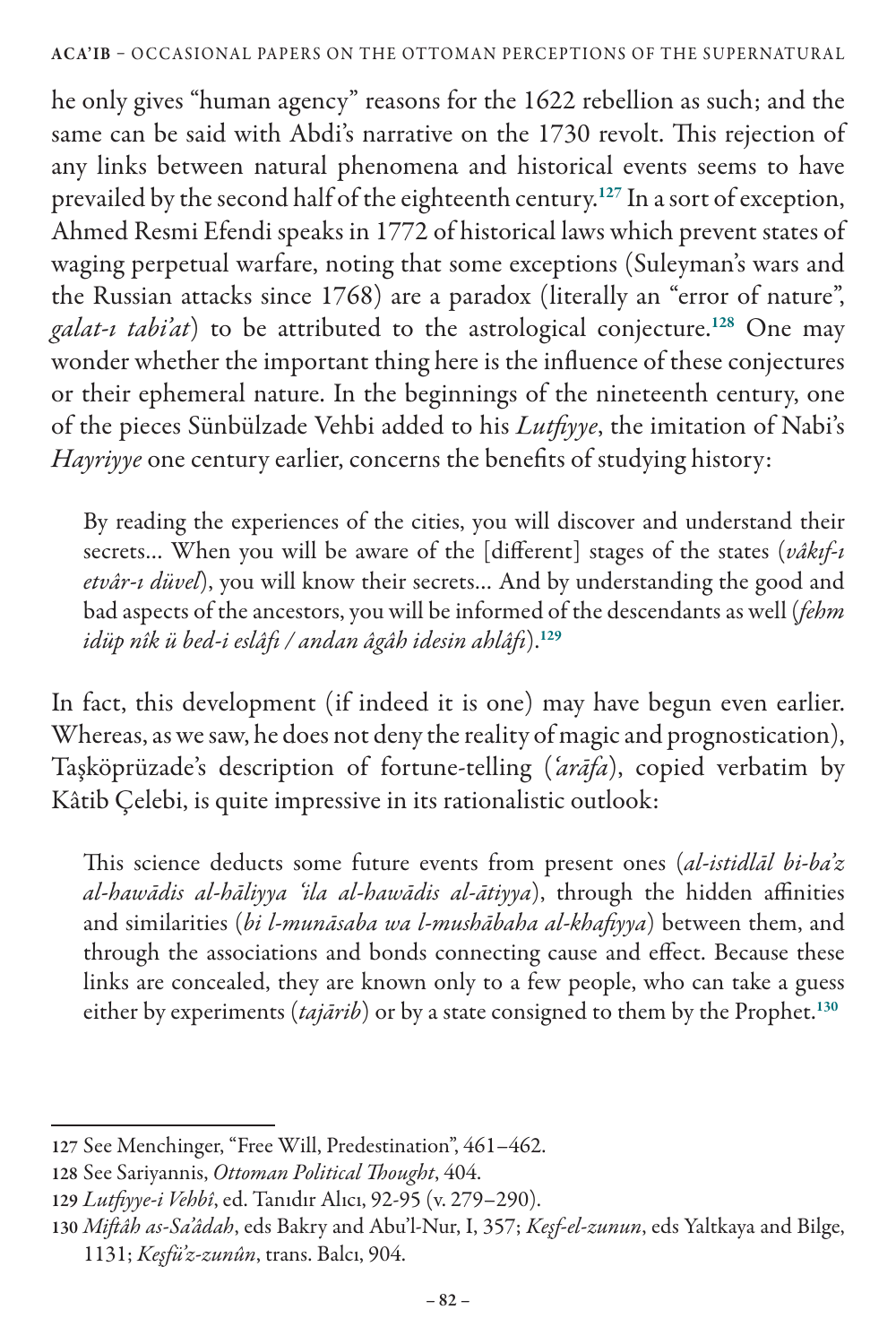he only gives "human agency" reasons for the 1622 rebellion as such; and the same can be said with Abdi's narrative on the 1730 revolt. This rejection of any links between natural phenomena and historical events seems to have prevailed by the second half of the eighteenth century.[127] In a sort of exception, Ahmed Resmi Efendi speaks in 1772 of historical laws which prevent states of waging perpetual warfare, noting that some exceptions (Suleyman's wars and the Russian attacks since 1768) are a paradox (literally an "error of nature", *galat-ı tabi'at*) to be attributed to the astrological conjecture.[128] One may wonder whether the important thing here is the influence of these conjectures or their ephemeral nature. In the beginnings of the nineteenth century, one of the pieces Sünbülzade Vehbi added to his *Lutfiyye*, the imitation of Nabi's *Hayriyye* one century earlier, concerns the benefits of studying history:

> By reading the experiences of the cities, you will discover and understand their secrets... When you will be aware of the [different] stages of the states (*vâkıf-ı etvâr-ı düvel*), you will know their secrets... And by understanding the good and bad aspects of the ancestors, you will be informed of the descendants as well (*fehm idüp nîk ü bed-i eslâfı / andan âgâh idesin ahlâfı*).[129]

In fact, this development (if indeed it is one) may have begun even earlier. Whereas, as we saw, he does not deny the reality of magic and prognostication), Taşköprüzade's description of fortune-telling (*ʿarāfa*), copied verbatim by Kâtib Çelebi, is quite impressive in its rationalistic outlook:

> This science deducts some future events from present ones (*al-istidlāl bi-ba'z al-hawādis al-hāliyya ʿila al-hawādis al-ātiyya*), through the hidden affinities and similarities (*bi l-munāsaba wa l-mushābaha al-khafiyya*) between them, and through the associations and bonds connecting cause and effect. Because these links are concealed, they are known only to a few people, who can take a guess either by experiments (*tajārib*) or by a state consigned to them by the Prophet.[130]

---

127 See Menchinger, "Free Will, Predestination", 461–462.

128 See Sariyannis, *Ottoman Political Thought*, 404.

129 *Lutfiyye-i Vehbî*, ed. Tanıdır Alıcı, 92-95 (v. 279–290).

130 *Miftâh as-Sa'âdah*, eds Bakry and Abu'l-Nur, I, 357; *Keşf-el-zunun*, eds Yaltkaya and Bilge, 1131; *Keşfü'z-zunûn*, trans. Balcı, 904.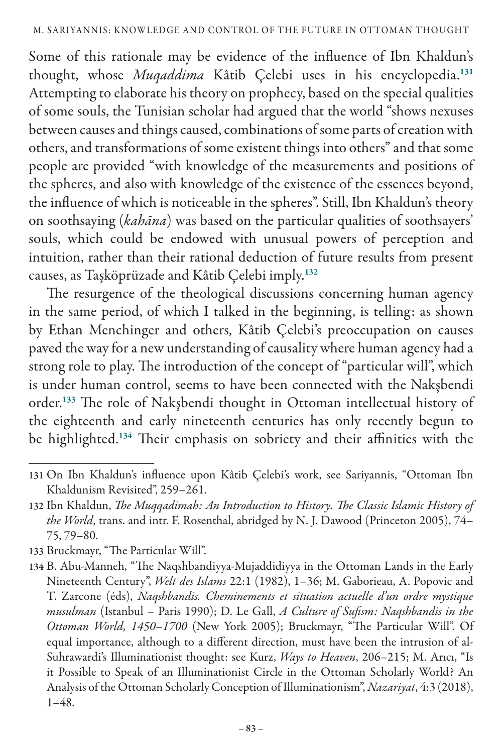Some of this rationale may be evidence of the influence of Ibn Khaldun's thought, whose *Muqaddima* Kâtib Çelebi uses in his encyclopedia.[131] Attempting to elaborate his theory on prophecy, based on the special qualities of some souls, the Tunisian scholar had argued that the world "shows nexuses between causes and things caused, combinations of some parts of creation with others, and transformations of some existent things into others" and that some people are provided "with knowledge of the measurements and positions of the spheres, and also with knowledge of the existence of the essences beyond, the influence of which is noticeable in the spheres". Still, Ibn Khaldun's theory on soothsaying (*kahāna*) was based on the particular qualities of soothsayers' souls, which could be endowed with unusual powers of perception and intuition, rather than their rational deduction of future results from present causes, as Taşköprüzade and Kâtib Çelebi imply.[132]

The resurgence of the theological discussions concerning human agency in the same period, of which I talked in the beginning, is telling: as shown by Ethan Menchinger and others, Kâtib Çelebi's preoccupation on causes paved the way for a new understanding of causality where human agency had a strong role to play. The introduction of the concept of "particular will", which is under human control, seems to have been connected with the Nakşbendi order.[133] The role of Nakşbendi thought in Ottoman intellectual history of the eighteenth and early nineteenth centuries has only recently begun to be highlighted.[134] Their emphasis on sobriety and their affinities with the

---

131 On Ibn Khaldun's influence upon Kâtib Çelebi's work, see Sariyannis, "Ottoman Ibn Khaldunism Revisited", 259–261.

132 Ibn Khaldun, *The Muqqadimah: An Introduction to History. The Classic Islamic History of the World*, trans. and intr. F. Rosenthal, abridged by N. J. Dawood (Princeton 2005), 74–75, 79–80.

133 Bruckmayr, "The Particular Will".

134 B. Abu-Manneh, "The Naqshbandiyya-Mujaddidiyya in the Ottoman Lands in the Early Nineteenth Century", *Welt des Islams* 22:1 (1982), 1–36; M. Gaborieau, A. Popovic and T. Zarcone (éds), *Naqshbandis. Cheminements et situation actuelle d'un ordre mystique musulman* (Istanbul – Paris 1990); D. Le Gall, *A Culture of Sufism: Naqshbandis in the Ottoman World, 1450–1700* (New York 2005); Bruckmayr, "The Particular Will". Of equal importance, although to a different direction, must have been the intrusion of al-Suhrawardi's Illuminationist thought: see Kurz, *Ways to Heaven*, 206–215; M. Arıcı, "Is it Possible to Speak of an Illuminationist Circle in the Ottoman Scholarly World? An Analysis of the Ottoman Scholarly Conception of Illuminationism", *Nazariyat*, 4:3 (2018), 1–48.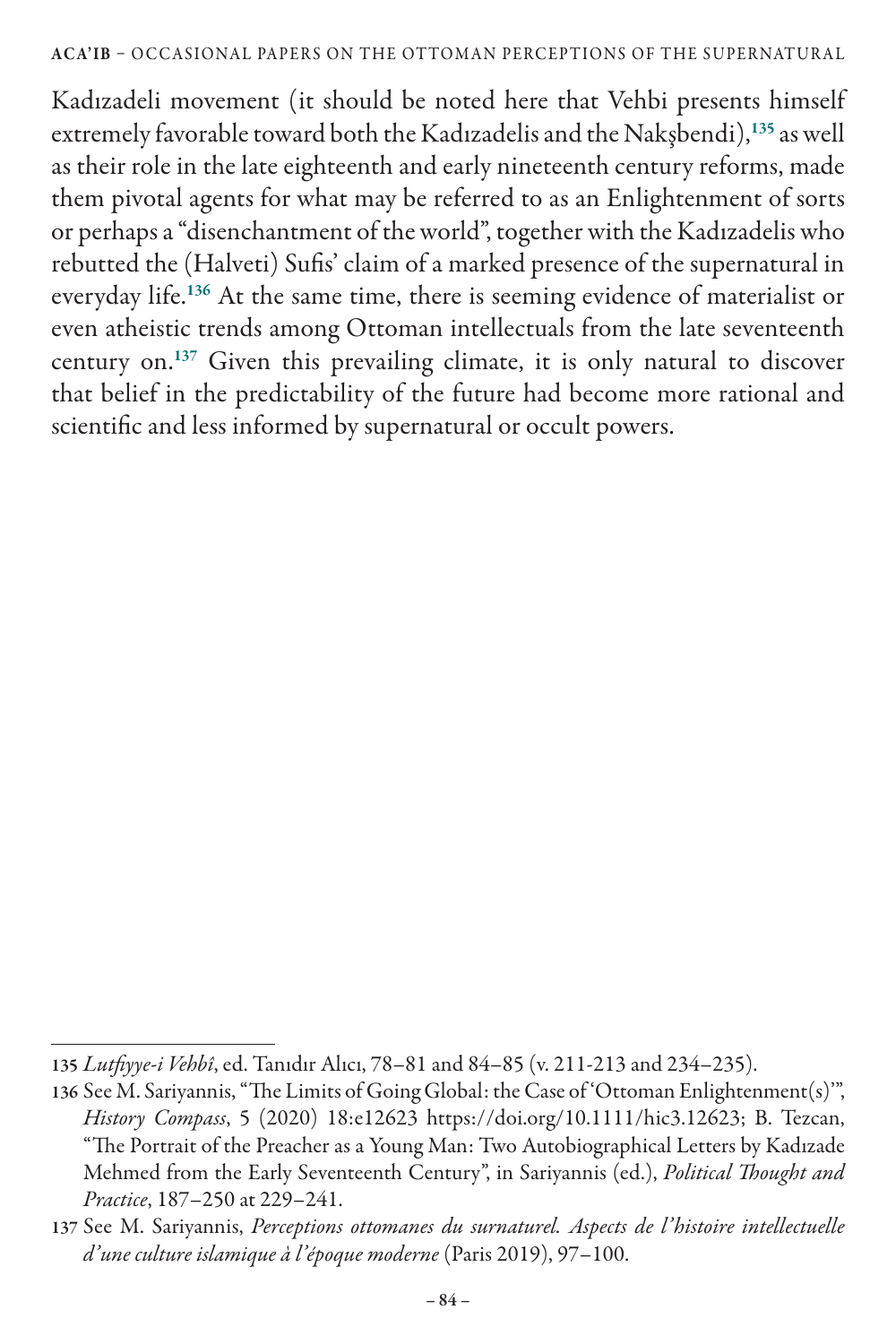Kadızadeli movement (it should be noted here that Vehbi presents himself extremely favorable toward both the Kadızadelis and the Nakşbendi),[135] as well as their role in the late eighteenth and early nineteenth century reforms, made them pivotal agents for what may be referred to as an Enlightenment of sorts or perhaps a "disenchantment of the world", together with the Kadızadelis who rebutted the (Halveti) Sufis' claim of a marked presence of the supernatural in everyday life.[136] At the same time, there is seeming evidence of materialist or even atheistic trends among Ottoman intellectuals from the late seventeenth century on.[137] Given this prevailing climate, it is only natural to discover that belief in the predictability of the future had become more rational and scientific and less informed by supernatural or occult powers.

---

135 *Lutfiyye-i Vehbî*, ed. Tanıdır Alıcı, 78–81 and 84–85 (v. 211-213 and 234–235).

136 See M. Sariyannis, "The Limits of Going Global: the Case of 'Ottoman Enlightenment(s)'", *History Compass*, 5 (2020) 18:e12623 https://doi.org/10.1111/hic3.12623; B. Tezcan, "The Portrait of the Preacher as a Young Man: Two Autobiographical Letters by Kadızade Mehmed from the Early Seventeenth Century", in Sariyannis (ed.), *Political Thought and Practice*, 187–250 at 229–241.

137 See M. Sariyannis, *Perceptions ottomanes du surnaturel. Aspects de l'histoire intellectuelle d'une culture islamique à l'époque moderne* (Paris 2019), 97–100.